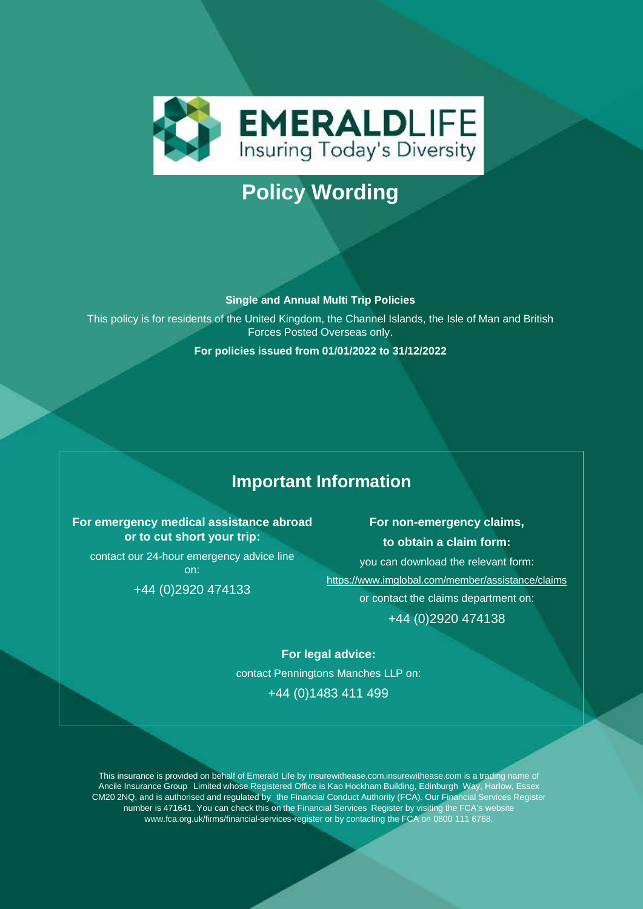# EMERALDLIFE

Insuring Today's Diversity

# Policy Wording

**Single and Annual Multi Trip Policies**

This policy is for residents of the United Kingdom, the Channel Islands, the Isle of Man and British Forces Posted Overseas only.

**For policies issued from 01/01/2022 to 31/12/2022**

## Important Information

**For emergency medical assistance abroad or to cut short your trip:**

contact our 24-hour emergency advice line on:

+44 (0)2920 474133

**For non-emergency claims, to obtain a claim form:**

you can download the relevant form:

https://www.imglobal.com/member/assistance/claims

or contact the claims department on:

+44 (0)2920 474138

**For legal advice:**

contact Penningtons Manches LLP on:

+44 (0)1483 411 499

This insurance is provided on behalf of Emerald Life by insurewithease.com.insurewithease.com is a trading name of Ancile Insurance Group Limited whose Registered Office is Kao Hockham Building, Edinburgh Way, Harlow, Essex CM20 2NQ, and is authorised and regulated by the Financial Conduct Authority (FCA). Our Financial Services Register number is 471641. You can check this on the Financial Services Register by visiting the FCA's website www.fca.org.uk/firms/financial-services-register or by contacting the FCA on 0800 111 6768.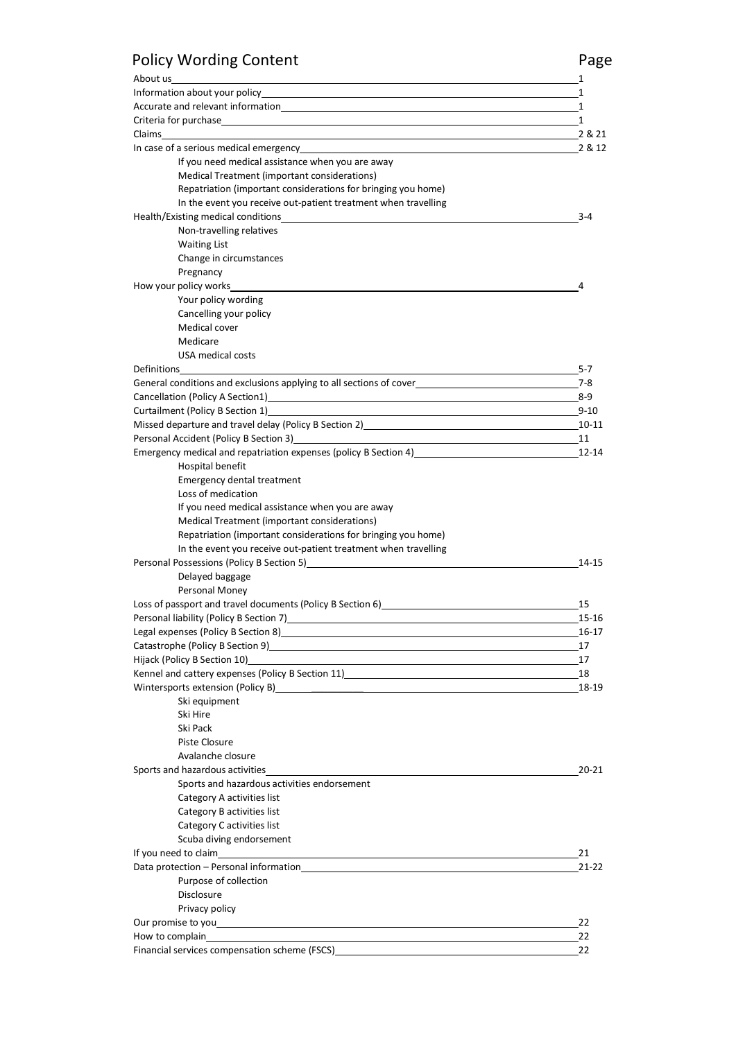# Policy Wording Content

| Section | Page |
|---|---|
| About us | 1 |
| Information about your policy | 1 |
| Accurate and relevant information | 1 |
| Criteria for purchase | 1 |
| Claims | 2 & 21 |
| In case of a serious medical emergency | 2 & 12 |
| If you need medical assistance when you are away | |
| Medical Treatment (important considerations) | |
| Repatriation (important considerations for bringing you home) | |
| In the event you receive out-patient treatment when travelling | |
| Health/Existing medical conditions | 3-4 |
| Non-travelling relatives | |
| Waiting List | |
| Change in circumstances | |
| Pregnancy | |
| How your policy works | 4 |
| Your policy wording | |
| Cancelling your policy | |
| Medical cover | |
| Medicare | |
| USA medical costs | |
| Definitions | 5-7 |
| General conditions and exclusions applying to all sections of cover | 7-8 |
| Cancellation (Policy A Section1) | 8-9 |
| Curtailment (Policy B Section 1) | 9-10 |
| Missed departure and travel delay (Policy B Section 2) | 10-11 |
| Personal Accident (Policy B Section 3) | 11 |
| Emergency medical and repatriation expenses (policy B Section 4) | 12-14 |
| Hospital benefit | |
| Emergency dental treatment | |
| Loss of medication | |
| If you need medical assistance when you are away | |
| Medical Treatment (important considerations) | |
| Repatriation (important considerations for bringing you home) | |
| In the event you receive out-patient treatment when travelling | |
| Personal Possessions (Policy B Section 5) | 14-15 |
| Delayed baggage | |
| Personal Money | |
| Loss of passport and travel documents (Policy B Section 6) | 15 |
| Personal liability (Policy B Section 7) | 15-16 |
| Legal expenses (Policy B Section 8) | 16-17 |
| Catastrophe (Policy B Section 9) | 17 |
| Hijack (Policy B Section 10) | 17 |
| Kennel and cattery expenses (Policy B Section 11) | 18 |
| Wintersports extension (Policy B) | 18-19 |
| Ski equipment | |
| Ski Hire | |
| Ski Pack | |
| Piste Closure | |
| Avalanche closure | |
| Sports and hazardous activities | 20-21 |
| Sports and hazardous activities endorsement | |
| Category A activities list | |
| Category B activities list | |
| Category C activities list | |
| Scuba diving endorsement | |
| If you need to claim | 21 |
| Data protection – Personal information | 21-22 |
| Purpose of collection | |
| Disclosure | |
| Privacy policy | |
| Our promise to you | 22 |
| How to complain | 22 |
| Financial services compensation scheme (FSCS) | 22 |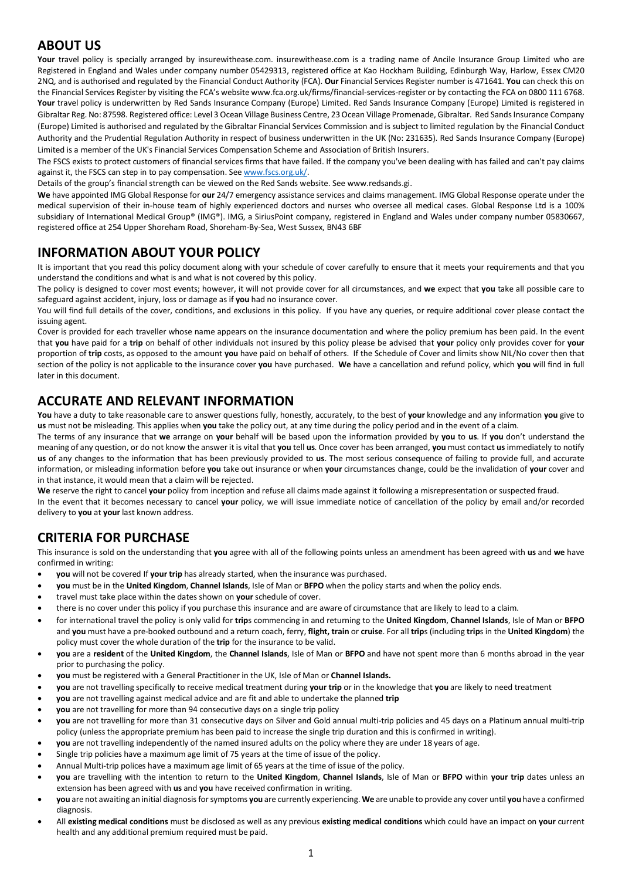## ABOUT US

**Your** travel policy is specially arranged by insurewithease.com. insurewithease.com is a trading name of Ancile Insurance Group Limited who are Registered in England and Wales under company number 05429313, registered office at Kao Hockham Building, Edinburgh Way, Harlow, Essex CM20 2NQ, and is authorised and regulated by the Financial Conduct Authority (FCA). **Our** Financial Services Register number is 471641. **You** can check this on the Financial Services Register by visiting the FCA's website www.fca.org.uk/firms/financial-services-register or by contacting the FCA on 0800 111 6768. **Your** travel policy is underwritten by Red Sands Insurance Company (Europe) Limited. Red Sands Insurance Company (Europe) Limited is registered in Gibraltar Reg. No: 87598. Registered office: Level 3 Ocean Village Business Centre, 23 Ocean Village Promenade, Gibraltar. Red Sands Insurance Company (Europe) Limited is authorised and regulated by the Gibraltar Financial Services Commission and is subject to limited regulation by the Financial Conduct Authority and the Prudential Regulation Authority in respect of business underwritten in the UK (No: 231635). Red Sands Insurance Company (Europe) Limited is a member of the UK's Financial Services Compensation Scheme and Association of British Insurers.

The FSCS exists to protect customers of financial services firms that have failed. If the company you've been dealing with has failed and can't pay claims against it, the FSCS can step in to pay compensation. See www.fscs.org.uk/.

Details of the group's financial strength can be viewed on the Red Sands website. See www.redsands.gi.

**We** have appointed IMG Global Response for **our** 24/7 emergency assistance services and claims management. IMG Global Response operate under the medical supervision of their in-house team of highly experienced doctors and nurses who oversee all medical cases. Global Response Ltd is a 100% subsidiary of International Medical Group® (IMG®). IMG, a SiriusPoint company, registered in England and Wales under company number 05830667, registered office at 254 Upper Shoreham Road, Shoreham-By-Sea, West Sussex, BN43 6BF

## INFORMATION ABOUT YOUR POLICY

It is important that you read this policy document along with your schedule of cover carefully to ensure that it meets your requirements and that you understand the conditions and what is and what is not covered by this policy.

The policy is designed to cover most events; however, it will not provide cover for all circumstances, and **we** expect that **you** take all possible care to safeguard against accident, injury, loss or damage as if **you** had no insurance cover.

You will find full details of the cover, conditions, and exclusions in this policy. If you have any queries, or require additional cover please contact the issuing agent.

Cover is provided for each traveller whose name appears on the insurance documentation and where the policy premium has been paid. In the event that **you** have paid for a **trip** on behalf of other individuals not insured by this policy please be advised that **your** policy only provides cover for **your** proportion of **trip** costs, as opposed to the amount **you** have paid on behalf of others. If the Schedule of Cover and limits show NIL/No cover then that section of the policy is not applicable to the insurance cover **you** have purchased. **We** have a cancellation and refund policy, which **you** will find in full later in this document.

## ACCURATE AND RELEVANT INFORMATION

**You** have a duty to take reasonable care to answer questions fully, honestly, accurately, to the best of **your** knowledge and any information **you** give to **us** must not be misleading. This applies when **you** take the policy out, at any time during the policy period and in the event of a claim.

The terms of any insurance that **we** arrange on **your** behalf will be based upon the information provided by **you** to **us**. If **you** don't understand the meaning of any question, or do not know the answer it is vital that **you** tell **us**. Once cover has been arranged, **you** must contact **us** immediately to notify **us** of any changes to the information that has been previously provided to **us**. The most serious consequence of failing to provide full, and accurate information, or misleading information before **you** take out insurance or when **your** circumstances change, could be the invalidation of **your** cover and in that instance, it would mean that a claim will be rejected.

**We** reserve the right to cancel **your** policy from inception and refuse all claims made against it following a misrepresentation or suspected fraud.

In the event that it becomes necessary to cancel **your** policy, we will issue immediate notice of cancellation of the policy by email and/or recorded delivery to **you** at **your** last known address.

## CRITERIA FOR PURCHASE

This insurance is sold on the understanding that **you** agree with all of the following points unless an amendment has been agreed with **us** and **we** have confirmed in writing:

- **you** will not be covered If **your trip** has already started, when the insurance was purchased.
- **you** must be in the **United Kingdom**, **Channel Islands**, Isle of Man or **BFPO** when the policy starts and when the policy ends.
- travel must take place within the dates shown on **your** schedule of cover.
- there is no cover under this policy if you purchase this insurance and are aware of circumstance that are likely to lead to a claim.
- for international travel the policy is only valid for **trip**s commencing in and returning to the **United Kingdom**, **Channel Islands**, Isle of Man or **BFPO** and **you** must have a pre-booked outbound and a return coach, ferry, **flight, train** or **cruise**. For all **trip**s (including **trip**s in the **United Kingdom**) the policy must cover the whole duration of the **trip** for the insurance to be valid.
- **you** are a **resident** of the **United Kingdom**, the **Channel Islands**, Isle of Man or **BFPO** and have not spent more than 6 months abroad in the year prior to purchasing the policy.
- **you** must be registered with a General Practitioner in the UK, Isle of Man or **Channel Islands.**
- **you** are not travelling specifically to receive medical treatment during **your trip** or in the knowledge that **you** are likely to need treatment
- **you** are not travelling against medical advice and are fit and able to undertake the planned **trip**
- **you** are not travelling for more than 94 consecutive days on a single trip policy
- **you** are not travelling for more than 31 consecutive days on Silver and Gold annual multi-trip policies and 45 days on a Platinum annual multi-trip policy (unless the appropriate premium has been paid to increase the single trip duration and this is confirmed in writing).
- **you** are not travelling independently of the named insured adults on the policy where they are under 18 years of age.
- Single trip policies have a maximum age limit of 75 years at the time of issue of the policy.
- Annual Multi-trip polices have a maximum age limit of 65 years at the time of issue of the policy.
- **you** are travelling with the intention to return to the **United Kingdom**, **Channel Islands**, Isle of Man or **BFPO** within **your trip** dates unless an extension has been agreed with **us** and **you** have received confirmation in writing.
- **you** are not awaiting an initial diagnosis for symptoms **you** are currently experiencing. **We** are unable to provide any cover until **you** have a confirmed diagnosis.
- All **existing medical conditions** must be disclosed as well as any previous **existing medical conditions** which could have an impact on **your** current health and any additional premium required must be paid.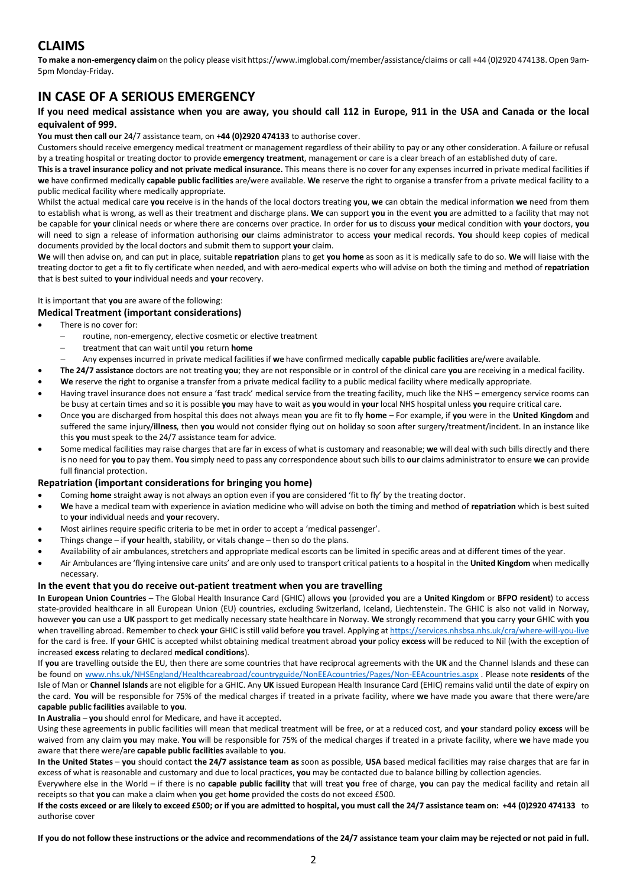# CLAIMS

**To make a non-emergency claim** on the policy please visit https://www.imglobal.com/member/assistance/claims or call +44 (0)2920 474138. Open 9am-5pm Monday-Friday.

# IN CASE OF A SERIOUS EMERGENCY

**If you need medical assistance when you are away, you should call 112 in Europe, 911 in the USA and Canada or the local equivalent of 999.**

**You must then call our** 24/7 assistance team, on **+44 (0)2920 474133** to authorise cover.

Customers should receive emergency medical treatment or management regardless of their ability to pay or any other consideration. A failure or refusal by a treating hospital or treating doctor to provide **emergency treatment**, management or care is a clear breach of an established duty of care.

**This is a travel insurance policy and not private medical insurance.** This means there is no cover for any expenses incurred in private medical facilities if **we** have confirmed medically **capable public facilities** are/were available. **We** reserve the right to organise a transfer from a private medical facility to a public medical facility where medically appropriate.

Whilst the actual medical care **you** receive is in the hands of the local doctors treating **you**, **we** can obtain the medical information **we** need from them to establish what is wrong, as well as their treatment and discharge plans. **We** can support **you** in the event **you** are admitted to a facility that may not be capable for **your** clinical needs or where there are concerns over practice. In order for **us** to discuss **your** medical condition with **your** doctors, **you** will need to sign a release of information authorising **our** claims administrator to access **your** medical records. **You** should keep copies of medical documents provided by the local doctors and submit them to support **your** claim.

**We** will then advise on, and can put in place, suitable **repatriation** plans to get **you home** as soon as it is medically safe to do so. **We** will liaise with the treating doctor to get a fit to fly certificate when needed, and with aero-medical experts who will advise on both the timing and method of **repatriation** that is best suited to **your** individual needs and **your** recovery.

It is important that **you** are aware of the following:

### Medical Treatment (important considerations)

- There is no cover for:
  - routine, non-emergency, elective cosmetic or elective treatment
  - treatment that can wait until **you** return **home**
  - Any expenses incurred in private medical facilities if **we** have confirmed medically **capable public facilities** are/were available.
- **The 24/7 assistance** doctors are not treating **you**; they are not responsible or in control of the clinical care **you** are receiving in a medical facility.
- **We** reserve the right to organise a transfer from a private medical facility to a public medical facility where medically appropriate.
- Having travel insurance does not ensure a 'fast track' medical service from the treating facility, much like the NHS – emergency service rooms can be busy at certain times and so it is possible **you** may have to wait as **you** would in **your** local NHS hospital unless **you** require critical care.
- Once **you** are discharged from hospital this does not always mean **you** are fit to fly **home** – For example, if **you** were in the **United Kingdom** and suffered the same injury/**illness**, then **you** would not consider flying out on holiday so soon after surgery/treatment/incident. In an instance like this **you** must speak to the 24/7 assistance team for advice.
- Some medical facilities may raise charges that are far in excess of what is customary and reasonable; **we** will deal with such bills directly and there is no need for **you** to pay them. **You** simply need to pass any correspondence about such bills to **our** claims administrator to ensure **we** can provide full financial protection.

### Repatriation (important considerations for bringing you home)

- Coming **home** straight away is not always an option even if **you** are considered 'fit to fly' by the treating doctor.
- **We** have a medical team with experience in aviation medicine who will advise on both the timing and method of **repatriation** which is best suited to **your** individual needs and **your** recovery.
- Most airlines require specific criteria to be met in order to accept a 'medical passenger'.
- Things change – if **your** health, stability, or vitals change – then so do the plans.
- Availability of air ambulances, stretchers and appropriate medical escorts can be limited in specific areas and at different times of the year.
- Air Ambulances are 'flying intensive care units' and are only used to transport critical patients to a hospital in the **United Kingdom** when medically necessary.

### In the event that you do receive out-patient treatment when you are travelling

**In European Union Countries –** The Global Health Insurance Card (GHIC) allows **you** (provided **you** are a **United Kingdom** or **BFPO resident**) to access state-provided healthcare in all European Union (EU) countries, excluding Switzerland, Iceland, Liechtenstein. The GHIC is also not valid in Norway, however **you** can use a **UK** passport to get medically necessary state healthcare in Norway. **We** strongly recommend that **you** carry **your** GHIC with **you** when travelling abroad. Remember to check **your** GHIC is still valid before **you** travel. Applying at https://services.nhsbsa.nhs.uk/cra/where-will-you-live for the card is free. If **your** GHIC is accepted whilst obtaining medical treatment abroad **your** policy **excess** will be reduced to Nil (with the exception of increased **excess** relating to declared **medical conditions**).

If **you** are travelling outside the EU, then there are some countries that have reciprocal agreements with the **UK** and the Channel Islands and these can be found on www.nhs.uk/NHSEngland/Healthcareabroad/countryguide/NonEEAcountries/Pages/Non-EEAcountries.aspx . Please note **residents** of the Isle of Man or **Channel Islands** are not eligible for a GHIC. Any **UK** issued European Health Insurance Card (EHIC) remains valid until the date of expiry on the card. **You** will be responsible for 75% of the medical charges if treated in a private facility, where **we** have made you aware that there were/are **capable public facilities** available to **you**.

**In Australia** – **you** should enrol for Medicare, and have it accepted.

Using these agreements in public facilities will mean that medical treatment will be free, or at a reduced cost, and **your** standard policy **excess** will be waived from any claim **you** may make. **You** will be responsible for 75% of the medical charges if treated in a private facility, where **we** have made you aware that there were/are **capable public facilities** available to **you**.

**In the United States** – **you** should contact **the 24/7 assistance team as** soon as possible, **USA** based medical facilities may raise charges that are far in excess of what is reasonable and customary and due to local practices, **you** may be contacted due to balance billing by collection agencies.

Everywhere else in the World – if there is no **capable public facility** that will treat **you** free of charge, **you** can pay the medical facility and retain all receipts so that **you** can make a claim when **you** get **home** provided the costs do not exceed £500.

**If the costs exceed or are likely to exceed £500; or if you are admitted to hospital, you must call the 24/7 assistance team on: +44 (0)2920 474133** to authorise cover

**If you do not follow these instructions or the advice and recommendations of the 24/7 assistance team your claim may be rejected or not paid in full.**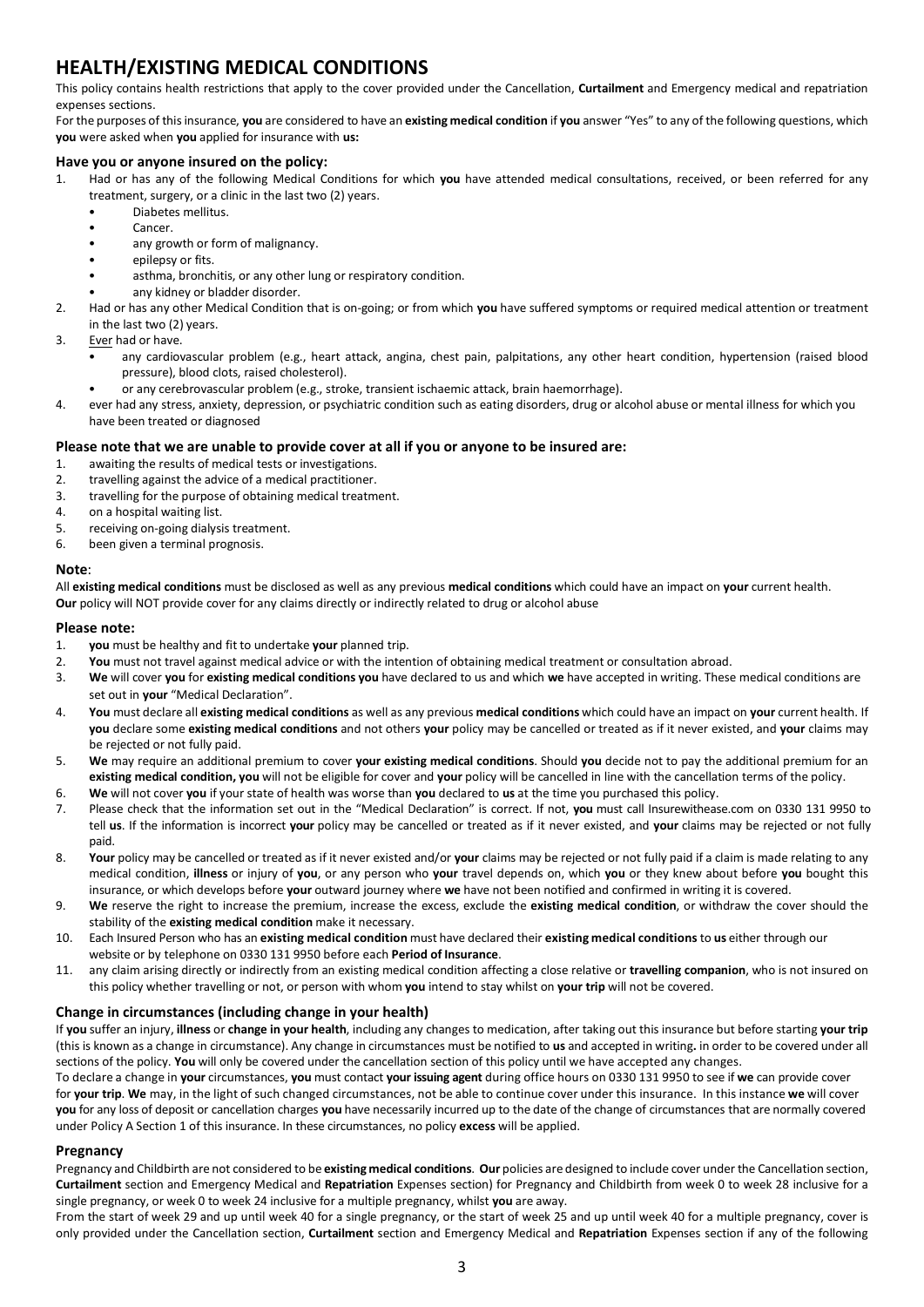# HEALTH/EXISTING MEDICAL CONDITIONS

This policy contains health restrictions that apply to the cover provided under the Cancellation, **Curtailment** and Emergency medical and repatriation expenses sections.

For the purposes of this insurance, **you** are considered to have an **existing medical condition** if **you** answer "Yes" to any of the following questions, which **you** were asked when **you** applied for insurance with **us:**

### Have you or anyone insured on the policy:

1. Had or has any of the following Medical Conditions for which **you** have attended medical consultations, received, or been referred for any treatment, surgery, or a clinic in the last two (2) years.
   - Diabetes mellitus.
   - Cancer.
   - any growth or form of malignancy.
   - epilepsy or fits.
   - asthma, bronchitis, or any other lung or respiratory condition.
   - any kidney or bladder disorder.
2. Had or has any other Medical Condition that is on-going; or from which **you** have suffered symptoms or required medical attention or treatment in the last two (2) years.
3. Ever had or have.
   - any cardiovascular problem (e.g., heart attack, angina, chest pain, palpitations, any other heart condition, hypertension (raised blood pressure), blood clots, raised cholesterol).
   - or any cerebrovascular problem (e.g., stroke, transient ischaemic attack, brain haemorrhage).
4. ever had any stress, anxiety, depression, or psychiatric condition such as eating disorders, drug or alcohol abuse or mental illness for which you have been treated or diagnosed

### Please note that we are unable to provide cover at all if you or anyone to be insured are:

1. awaiting the results of medical tests or investigations.
2. travelling against the advice of a medical practitioner.
3. travelling for the purpose of obtaining medical treatment.
4. on a hospital waiting list.
5. receiving on-going dialysis treatment.
6. been given a terminal prognosis.

### Note:

All **existing medical conditions** must be disclosed as well as any previous **medical conditions** which could have an impact on **your** current health.
**Our** policy will NOT provide cover for any claims directly or indirectly related to drug or alcohol abuse

### Please note:

1. **you** must be healthy and fit to undertake **your** planned trip.
2. **You** must not travel against medical advice or with the intention of obtaining medical treatment or consultation abroad.
3. **We** will cover **you** for **existing medical conditions you** have declared to us and which **we** have accepted in writing. These medical conditions are set out in **your** "Medical Declaration".
4. **You** must declare all **existing medical conditions** as well as any previous **medical conditions** which could have an impact on **your** current health. If **you** declare some **existing medical conditions** and not others **your** policy may be cancelled or treated as if it never existed, and **your** claims may be rejected or not fully paid.
5. **We** may require an additional premium to cover **your existing medical conditions**. Should **you** decide not to pay the additional premium for an **existing medical condition, you** will not be eligible for cover and **your** policy will be cancelled in line with the cancellation terms of the policy.
6. **We** will not cover **you** if your state of health was worse than **you** declared to **us** at the time you purchased this policy.
7. Please check that the information set out in the "Medical Declaration" is correct. If not, **you** must call Insurewithease.com on 0330 131 9950 to tell **us**. If the information is incorrect **your** policy may be cancelled or treated as if it never existed, and **your** claims may be rejected or not fully paid.
8. **Your** policy may be cancelled or treated as if it never existed and/or **your** claims may be rejected or not fully paid if a claim is made relating to any medical condition, **illness** or injury of **you**, or any person who **your** travel depends on, which **you** or they knew about before **you** bought this insurance, or which develops before **your** outward journey where **we** have not been notified and confirmed in writing it is covered.
9. **We** reserve the right to increase the premium, increase the excess, exclude the **existing medical condition**, or withdraw the cover should the stability of the **existing medical condition** make it necessary.
10. Each Insured Person who has an **existing medical condition** must have declared their **existing medical conditions** to **us** either through our website or by telephone on 0330 131 9950 before each **Period of Insurance**.
11. any claim arising directly or indirectly from an existing medical condition affecting a close relative or **travelling companion**, who is not insured on this policy whether travelling or not, or person with whom **you** intend to stay whilst on **your trip** will not be covered.

### Change in circumstances (including change in your health)

If **you** suffer an injury, **illness** or **change in your health**, including any changes to medication, after taking out this insurance but before starting **your trip** (this is known as a change in circumstance). Any change in circumstances must be notified to **us** and accepted in writing**.** in order to be covered under all sections of the policy. **You** will only be covered under the cancellation section of this policy until we have accepted any changes.

To declare a change in **your** circumstances, **you** must contact **your issuing agent** during office hours on 0330 131 9950 to see if **we** can provide cover for **your trip**. **We** may, in the light of such changed circumstances, not be able to continue cover under this insurance. In this instance **we** will cover **you** for any loss of deposit or cancellation charges **you** have necessarily incurred up to the date of the change of circumstances that are normally covered under Policy A Section 1 of this insurance. In these circumstances, no policy **excess** will be applied.

### Pregnancy

Pregnancy and Childbirth are not considered to be **existing medical conditions**. **Our** policies are designed to include cover under the Cancellation section, **Curtailment** section and Emergency Medical and **Repatriation** Expenses section) for Pregnancy and Childbirth from week 0 to week 28 inclusive for a single pregnancy, or week 0 to week 24 inclusive for a multiple pregnancy, whilst **you** are away.

From the start of week 29 and up until week 40 for a single pregnancy, or the start of week 25 and up until week 40 for a multiple pregnancy, cover is only provided under the Cancellation section, **Curtailment** section and Emergency Medical and **Repatriation** Expenses section if any of the following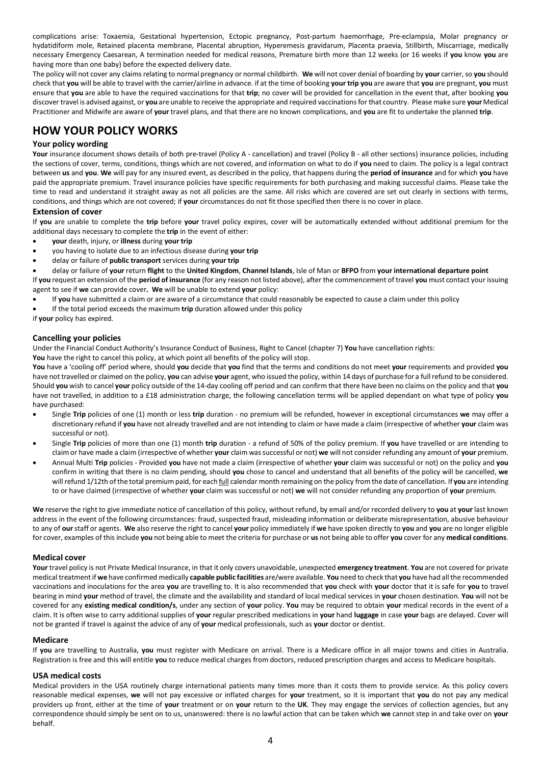complications arise: Toxaemia, Gestational hypertension, Ectopic pregnancy, Post-partum haemorrhage, Pre-eclampsia, Molar pregnancy or hydatidiform mole, Retained placenta membrane, Placental abruption, Hyperemesis gravidarum, Placenta praevia, Stillbirth, Miscarriage, medically necessary Emergency Caesarean, A termination needed for medical reasons, Premature birth more than 12 weeks (or 16 weeks if **you** know **you** are having more than one baby) before the expected delivery date.

The policy will not cover any claims relating to normal pregnancy or normal childbirth. **We** will not cover denial of boarding by **your** carrier, so **you** should check that **you** will be able to travel with the carrier/airline in advance. if at the time of booking **your trip you** are aware that **you** are pregnant, **you** must ensure that **you** are able to have the required vaccinations for that **trip**; no cover will be provided for cancellation in the event that, after booking **you** discover travel is advised against, or **you** are unable to receive the appropriate and required vaccinations for that country. Please make sure **your** Medical Practitioner and Midwife are aware of **your** travel plans, and that there are no known complications, and **you** are fit to undertake the planned **trip**.

# HOW YOUR POLICY WORKS

### Your policy wording

**Your** insurance document shows details of both pre-travel (Policy A - cancellation) and travel (Policy B - all other sections) insurance policies, including the sections of cover, terms, conditions, things which are not covered, and information on what to do if **you** need to claim. The policy is a legal contract between **us** and **you**. **We** will pay for any insured event, as described in the policy, that happens during the **period of insurance** and for which **you** have paid the appropriate premium. Travel insurance policies have specific requirements for both purchasing and making successful claims. Please take the time to read and understand it straight away as not all policies are the same. All risks which are covered are set out clearly in sections with terms, conditions, and things which are not covered; if **your** circumstances do not fit those specified then there is no cover in place.

### Extension of cover

If **you** are unable to complete the **trip** before **your** travel policy expires, cover will be automatically extended without additional premium for the additional days necessary to complete the **trip** in the event of either:

- **your** death, injury, or **illness** during **your trip**
- you having to isolate due to an infectious disease during **your trip**
- delay or failure of **public transport** services during **your trip**
- delay or failure of **your** return **flight** to the **United Kingdom**, **Channel Islands**, Isle of Man or **BFPO** from **your international departure point**

If **you** request an extension of the **period of insurance** (for any reason not listed above), after the commencement of travel **you** must contact your issuing agent to see if **we** can provide cover**. We** will be unable to extend **your** policy:

- If **you** have submitted a claim or are aware of a circumstance that could reasonably be expected to cause a claim under this policy
- If the total period exceeds the maximum **trip** duration allowed under this policy

if **your** policy has expired.

### Cancelling your policies

Under the Financial Conduct Authority's Insurance Conduct of Business, Right to Cancel (chapter 7) **You** have cancellation rights:

**You** have the right to cancel this policy, at which point all benefits of the policy will stop.

**You** have a 'cooling off' period where, should **you** decide that **you** find that the terms and conditions do not meet **your** requirements and provided **you** have not travelled or claimed on the policy, **you** can advise **your** agent, who issued the policy, within 14 days of purchase for a full refund to be considered. Should **you** wish to cancel **your** policy outside of the 14-day cooling off period and can confirm that there have been no claims on the policy and that **you** have not travelled, in addition to a £18 administration charge, the following cancellation terms will be applied dependant on what type of policy **you** have purchased:

- Single **Trip** policies of one (1) month or less **trip** duration - no premium will be refunded, however in exceptional circumstances **we** may offer a discretionary refund if **you** have not already travelled and are not intending to claim or have made a claim (irrespective of whether **your** claim was successful or not).
- Single **Trip** policies of more than one (1) month **trip** duration - a refund of 50% of the policy premium. If **you** have travelled or are intending to claim or have made a claim (irrespective of whether **your** claim was successful or not) **we** will not consider refunding any amount of **your** premium.
- Annual Multi **Trip** policies - Provided **you** have not made a claim (irrespective of whether **your** claim was successful or not) on the policy and **you** confirm in writing that there is no claim pending, should **you** chose to cancel and understand that all benefits of the policy will be cancelled, **we** will refund 1/12th of the total premium paid, for each full calendar month remaining on the policy from the date of cancellation. If **you** are intending to or have claimed (irrespective of whether **your** claim was successful or not) **we** will not consider refunding any proportion of **your** premium.

**We** reserve the right to give immediate notice of cancellation of this policy, without refund, by email and/or recorded delivery to **you** at **your** last known address in the event of the following circumstances: fraud, suspected fraud, misleading information or deliberate misrepresentation, abusive behaviour to any of **our** staff or agents. **We** also reserve the right to cancel **your** policy immediately if **we** have spoken directly to **you** and **you** are no longer eligible for cover, examples of this include **you** not being able to meet the criteria for purchase or **us** not being able to offer **you** cover for any **medical conditions**.

### Medical cover

**Your** travel policy is not Private Medical Insurance, in that it only covers unavoidable, unexpected **emergency treatment**. **You** are not covered for private medical treatment if **we** have confirmed medically **capable public facilities** are/were available. **You** need to check that **you** have had all the recommended vaccinations and inoculations for the area **you** are travelling to. It is also recommended that **you** check with **your** doctor that it is safe for **you** to travel bearing in mind **your** method of travel, the climate and the availability and standard of local medical services in **your** chosen destination. **You** will not be covered for any **existing medical condition/s**, under any section of **your** policy. **You** may be required to obtain **your** medical records in the event of a claim. It is often wise to carry additional supplies of **your** regular prescribed medications in **your** hand **luggage** in case **your** bags are delayed. Cover will not be granted if travel is against the advice of any of **your** medical professionals, such as **your** doctor or dentist.

### Medicare

If **you** are travelling to Australia, **you** must register with Medicare on arrival. There is a Medicare office in all major towns and cities in Australia. Registration is free and this will entitle **you** to reduce medical charges from doctors, reduced prescription charges and access to Medicare hospitals.

### USA medical costs

Medical providers in the USA routinely charge international patients many times more than it costs them to provide service. As this policy covers reasonable medical expenses, **we** will not pay excessive or inflated charges for **your** treatment, so it is important that **you** do not pay any medical providers up front, either at the time of **your** treatment or on **your** return to the **UK**. They may engage the services of collection agencies, but any correspondence should simply be sent on to us, unanswered: there is no lawful action that can be taken which **we** cannot step in and take over on **your** behalf.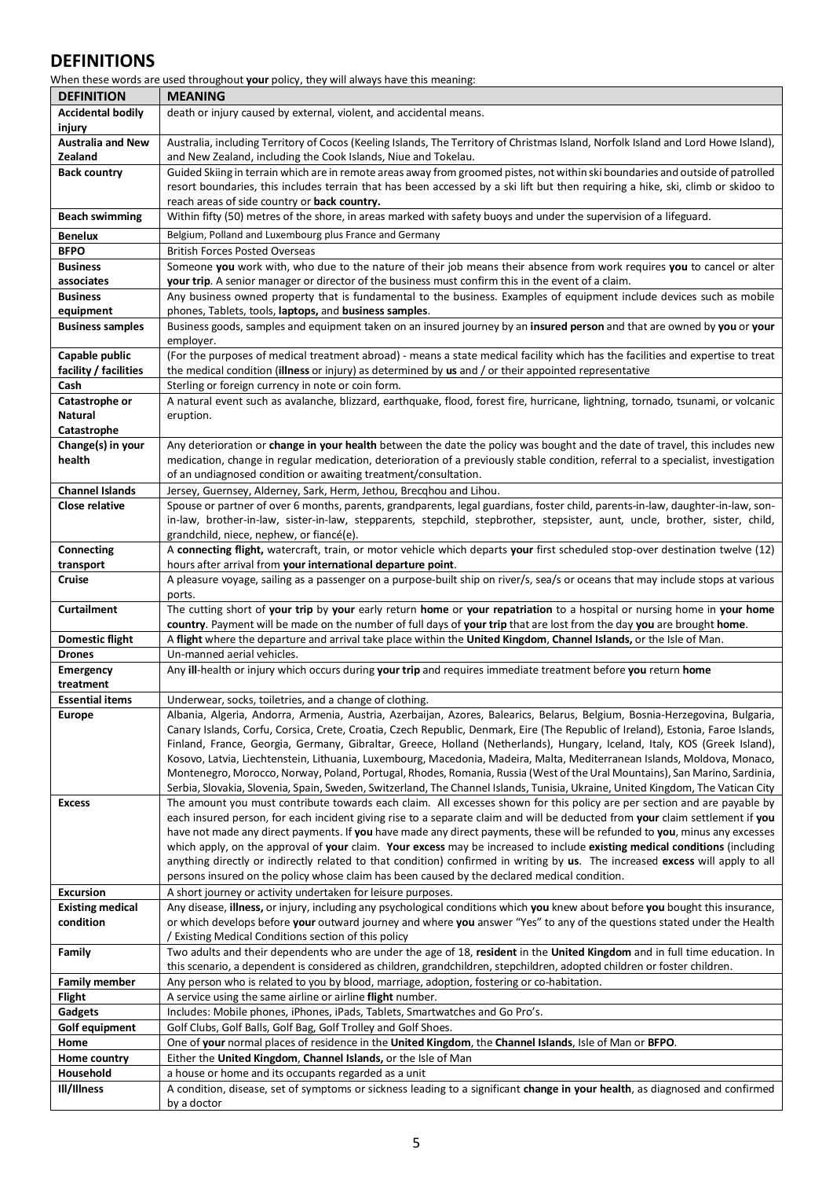## DEFINITIONS

When these words are used throughout **your** policy, they will always have this meaning:

| DEFINITION | MEANING |
|---|---|
| **Accidental bodily injury** | death or injury caused by external, violent, and accidental means. |
| **Australia and New Zealand** | Australia, including Territory of Cocos (Keeling Islands, The Territory of Christmas Island, Norfolk Island and Lord Howe Island), and New Zealand, including the Cook Islands, Niue and Tokelau. |
| **Back country** | Guided Skiing in terrain which are in remote areas away from groomed pistes, not within ski boundaries and outside of patrolled resort boundaries, this includes terrain that has been accessed by a ski lift but then requiring a hike, ski, climb or skidoo to reach areas of side country or **back country.** |
| **Beach swimming** | Within fifty (50) metres of the shore, in areas marked with safety buoys and under the supervision of a lifeguard. |
| **Benelux** | Belgium, Polland and Luxembourg plus France and Germany |
| **BFPO** | British Forces Posted Overseas |
| **Business associates** | Someone **you** work with, who due to the nature of their job means their absence from work requires **you** to cancel or alter **your trip**. A senior manager or director of the business must confirm this in the event of a claim. |
| **Business equipment** | Any business owned property that is fundamental to the business. Examples of equipment include devices such as mobile phones, Tablets, tools, **laptops,** and **business samples**. |
| **Business samples** | Business goods, samples and equipment taken on an insured journey by an **insured person** and that are owned by **you** or **your** employer. |
| **Capable public facility / facilities** | (For the purposes of medical treatment abroad) - means a state medical facility which has the facilities and expertise to treat the medical condition (**illness** or injury) as determined by **us** and / or their appointed representative |
| **Cash** | Sterling or foreign currency in note or coin form. |
| **Catastrophe or Natural Catastrophe** | A natural event such as avalanche, blizzard, earthquake, flood, forest fire, hurricane, lightning, tornado, tsunami, or volcanic eruption. |
| **Change(s) in your health** | Any deterioration or **change in your health** between the date the policy was bought and the date of travel, this includes new medication, change in regular medication, deterioration of a previously stable condition, referral to a specialist, investigation of an undiagnosed condition or awaiting treatment/consultation. |
| **Channel Islands** | Jersey, Guernsey, Alderney, Sark, Herm, Jethou, Brecqhou and Lihou. |
| **Close relative** | Spouse or partner of over 6 months, parents, grandparents, legal guardians, foster child, parents-in-law, daughter-in-law, son-in-law, brother-in-law, sister-in-law, stepparents, stepchild, stepbrother, stepsister, aunt, uncle, brother, sister, child, grandchild, niece, nephew, or fiancé(e). |
| **Connecting transport** | A **connecting flight,** watercraft, train, or motor vehicle which departs **your** first scheduled stop-over destination twelve (12) hours after arrival from **your international departure point**. |
| **Cruise** | A pleasure voyage, sailing as a passenger on a purpose-built ship on river/s, sea/s or oceans that may include stops at various ports. |
| **Curtailment** | The cutting short of **your trip** by **your** early return **home** or **your repatriation** to a hospital or nursing home in **your home country**. Payment will be made on the number of full days of **your trip** that are lost from the day **you** are brought **home**. |
| **Domestic flight** | A **flight** where the departure and arrival take place within the **United Kingdom**, **Channel Islands,** or the Isle of Man. |
| **Drones** | Un-manned aerial vehicles. |
| **Emergency treatment** | Any **ill**-health or injury which occurs during **your trip** and requires immediate treatment before **you** return **home** |
| **Essential items** | Underwear, socks, toiletries, and a change of clothing. |
| **Europe** | Albania, Algeria, Andorra, Armenia, Austria, Azerbaijan, Azores, Balearics, Belarus, Belgium, Bosnia-Herzegovina, Bulgaria, Canary Islands, Corfu, Corsica, Crete, Croatia, Czech Republic, Denmark, Eire (The Republic of Ireland), Estonia, Faroe Islands, Finland, France, Georgia, Germany, Gibraltar, Greece, Holland (Netherlands), Hungary, Iceland, Italy, KOS (Greek Island), Kosovo, Latvia, Liechtenstein, Lithuania, Luxembourg, Macedonia, Madeira, Malta, Mediterranean Islands, Moldova, Monaco, Montenegro, Morocco, Norway, Poland, Portugal, Rhodes, Romania, Russia (West of the Ural Mountains), San Marino, Sardinia, Serbia, Slovakia, Slovenia, Spain, Sweden, Switzerland, The Channel Islands, Tunisia, Ukraine, United Kingdom, The Vatican City |
| **Excess** | The amount you must contribute towards each claim. All excesses shown for this policy are per section and are payable by each insured person, for each incident giving rise to a separate claim and will be deducted from **your** claim settlement if **you** have not made any direct payments. If **you** have made any direct payments, these will be refunded to **you**, minus any excesses which apply, on the approval of **your** claim. **Your excess** may be increased to include **existing medical conditions** (including anything directly or indirectly related to that condition) confirmed in writing by **us**. The increased **excess** will apply to all persons insured on the policy whose claim has been caused by the declared medical condition. |
| **Excursion** | A short journey or activity undertaken for leisure purposes. |
| **Existing medical condition** | Any disease, **illness,** or injury, including any psychological conditions which **you** knew about before **you** bought this insurance, or which develops before **your** outward journey and where **you** answer "Yes" to any of the questions stated under the Health / Existing Medical Conditions section of this policy |
| **Family** | Two adults and their dependents who are under the age of 18, **resident** in the **United Kingdom** and in full time education. In this scenario, a dependent is considered as children, grandchildren, stepchildren, adopted children or foster children. |
| **Family member** | Any person who is related to you by blood, marriage, adoption, fostering or co-habitation. |
| **Flight** | A service using the same airline or airline **flight** number. |
| **Gadgets** | Includes: Mobile phones, iPhones, iPads, Tablets, Smartwatches and Go Pro's. |
| **Golf equipment** | Golf Clubs, Golf Balls, Golf Bag, Golf Trolley and Golf Shoes. |
| **Home** | One of **your** normal places of residence in the **United Kingdom**, the **Channel Islands**, Isle of Man or **BFPO**. |
| **Home country** | Either the **United Kingdom**, **Channel Islands,** or the Isle of Man |
| **Household** | a house or home and its occupants regarded as a unit |
| **Ill/Illness** | A condition, disease, set of symptoms or sickness leading to a significant **change in your health**, as diagnosed and confirmed by a doctor |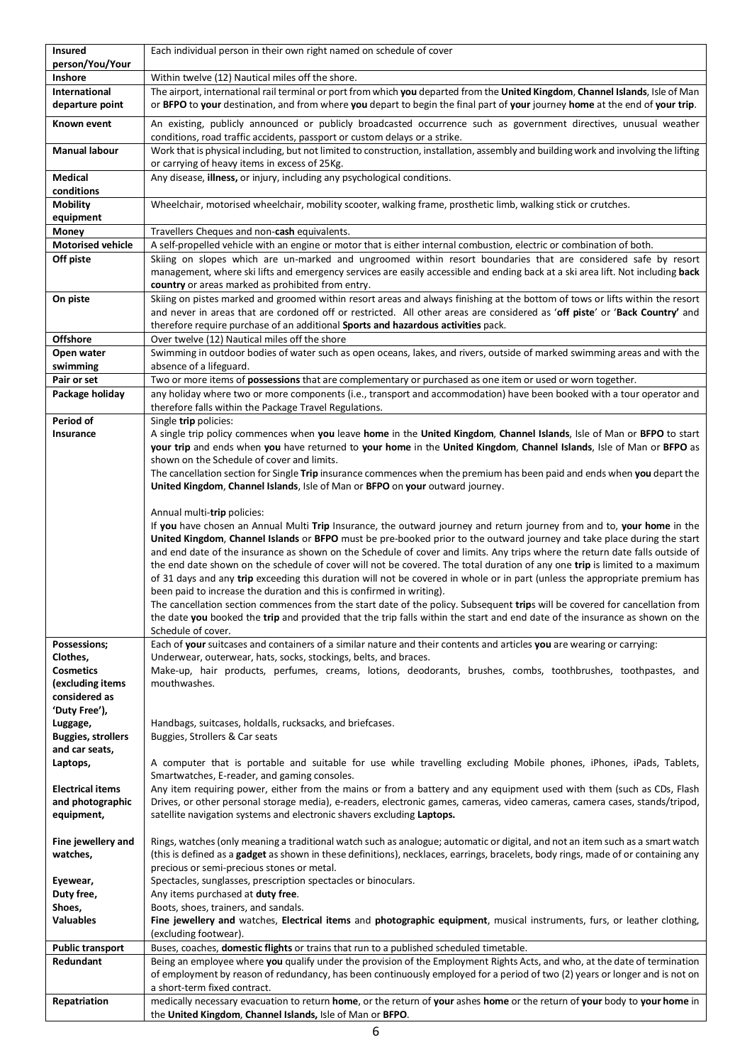| | |
|---|---|
| **Insured person/You/Your** | Each individual person in their own right named on schedule of cover |
| **Inshore** | Within twelve (12) Nautical miles off the shore. |
| **International departure point** | The airport, international rail terminal or port from which **you** departed from the **United Kingdom**, **Channel Islands**, Isle of Man or **BFPO** to **your** destination, and from where **you** depart to begin the final part of **your** journey **home** at the end of **your trip**. |
| **Known event** | An existing, publicly announced or publicly broadcasted occurrence such as government directives, unusual weather conditions, road traffic accidents, passport or custom delays or a strike. |
| **Manual labour** | Work that is physical including, but not limited to construction, installation, assembly and building work and involving the lifting or carrying of heavy items in excess of 25Kg. |
| **Medical conditions** | Any disease, **illness,** or injury, including any psychological conditions. |
| **Mobility equipment** | Wheelchair, motorised wheelchair, mobility scooter, walking frame, prosthetic limb, walking stick or crutches. |
| **Money** | Travellers Cheques and non-**cash** equivalents. |
| **Motorised vehicle** | A self-propelled vehicle with an engine or motor that is either internal combustion, electric or combination of both. |
| **Off piste** | Skiing on slopes which are un-marked and ungroomed within resort boundaries that are considered safe by resort management, where ski lifts and emergency services are easily accessible and ending back at a ski area lift. Not including **back country** or areas marked as prohibited from entry. |
| **On piste** | Skiing on pistes marked and groomed within resort areas and always finishing at the bottom of tows or lifts within the resort and never in areas that are cordoned off or restricted. All other areas are considered as '**off piste**' or '**Back Country'** and therefore require purchase of an additional **Sports and hazardous activities** pack. |
| **Offshore** | Over twelve (12) Nautical miles off the shore |
| **Open water swimming** | Swimming in outdoor bodies of water such as open oceans, lakes, and rivers, outside of marked swimming areas and with the absence of a lifeguard. |
| **Pair or set** | Two or more items of **possessions** that are complementary or purchased as one item or used or worn together. |
| **Package holiday** | any holiday where two or more components (i.e., transport and accommodation) have been booked with a tour operator and therefore falls within the Package Travel Regulations. |
| **Period of Insurance** | Single **trip** policies:<br>A single trip policy commences when **you** leave **home** in the **United Kingdom**, **Channel Islands**, Isle of Man or **BFPO** to start **your trip** and ends when **you** have returned to **your home** in the **United Kingdom**, **Channel Islands**, Isle of Man or **BFPO** as shown on the Schedule of cover and limits.<br>The cancellation section for Single **Trip** insurance commences when the premium has been paid and ends when **you** depart the **United Kingdom**, **Channel Islands**, Isle of Man or **BFPO** on **your** outward journey.<br><br>Annual multi-**trip** policies:<br>If **you** have chosen an Annual Multi **Trip** Insurance, the outward journey and return journey from and to, **your home** in the **United Kingdom**, **Channel Islands** or **BFPO** must be pre-booked prior to the outward journey and take place during the start and end date of the insurance as shown on the Schedule of cover and limits. Any trips where the return date falls outside of the end date shown on the schedule of cover will not be covered. The total duration of any one **trip** is limited to a maximum of 31 days and any **trip** exceeding this duration will not be covered in whole or in part (unless the appropriate premium has been paid to increase the duration and this is confirmed in writing).<br>The cancellation section commences from the start date of the policy. Subsequent **trip**s will be covered for cancellation from the date **you** booked the **trip** and provided that the trip falls within the start and end date of the insurance as shown on the Schedule of cover. |
| **Possessions;** | Each of **your** suitcases and containers of a similar nature and their contents and articles **you** are wearing or carrying: |
| **Clothes,** | Underwear, outerwear, hats, socks, stockings, belts, and braces. |
| **Cosmetics (excluding items considered as 'Duty Free'),** | Make-up, hair products, perfumes, creams, lotions, deodorants, brushes, combs, toothbrushes, toothpastes, and mouthwashes. |
| **Luggage,** | Handbags, suitcases, holdalls, rucksacks, and briefcases. |
| **Buggies, strollers and car seats,** | Buggies, Strollers & Car seats |
| **Laptops,** | A computer that is portable and suitable for use while travelling excluding Mobile phones, iPhones, iPads, Tablets, Smartwatches, E-reader, and gaming consoles. |
| **Electrical items and photographic equipment,** | Any item requiring power, either from the mains or from a battery and any equipment used with them (such as CDs, Flash Drives, or other personal storage media), e-readers, electronic games, cameras, video cameras, camera cases, stands/tripod, satellite navigation systems and electronic shavers excluding **Laptops.** |
| **Fine jewellery and watches,** | Rings, watches (only meaning a traditional watch such as analogue; automatic or digital, and not an item such as a smart watch (this is defined as a **gadget** as shown in these definitions), necklaces, earrings, bracelets, body rings, made of or containing any precious or semi-precious stones or metal. |
| **Eyewear,** | Spectacles, sunglasses, prescription spectacles or binoculars. |
| **Duty free,** | Any items purchased at **duty free**. |
| **Shoes,** | Boots, shoes, trainers, and sandals. |
| **Valuables** | **Fine jewellery and** watches, **Electrical items** and **photographic equipment**, musical instruments, furs, or leather clothing, (excluding footwear). |
| **Public transport** | Buses, coaches, **domestic flights** or trains that run to a published scheduled timetable. |
| **Redundant** | Being an employee where **you** qualify under the provision of the Employment Rights Acts, and who, at the date of termination of employment by reason of redundancy, has been continuously employed for a period of two (2) years or longer and is not on a short-term fixed contract. |
| **Repatriation** | medically necessary evacuation to return **home**, or the return of **your** ashes **home** or the return of **your** body to **your home** in the **United Kingdom**, **Channel Islands,** Isle of Man or **BFPO**. |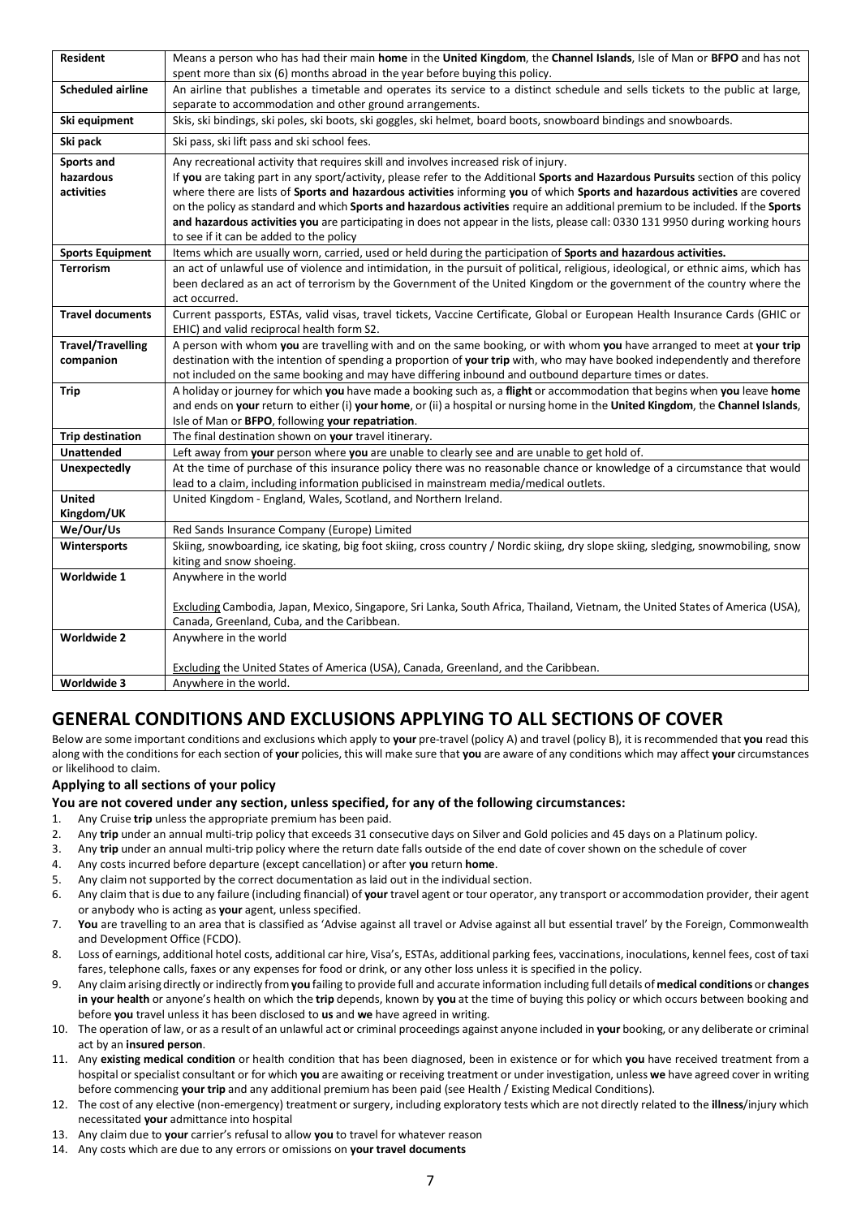| | |
|---|---|
| **Resident** | Means a person who has had their main **home** in the **United Kingdom**, the **Channel Islands**, Isle of Man or **BFPO** and has not spent more than six (6) months abroad in the year before buying this policy. |
| **Scheduled airline** | An airline that publishes a timetable and operates its service to a distinct schedule and sells tickets to the public at large, separate to accommodation and other ground arrangements. |
| **Ski equipment** | Skis, ski bindings, ski poles, ski boots, ski goggles, ski helmet, board boots, snowboard bindings and snowboards. |
| **Ski pack** | Ski pass, ski lift pass and ski school fees. |
| **Sports and hazardous activities** | Any recreational activity that requires skill and involves increased risk of injury. If **you** are taking part in any sport/activity, please refer to the Additional **Sports and Hazardous Pursuits** section of this policy where there are lists of **Sports and hazardous activities** informing **you** of which **Sports and hazardous activities** are covered on the policy as standard and which **Sports and hazardous activities** require an additional premium to be included. If the **Sports and hazardous activities you** are participating in does not appear in the lists, please call: 0330 131 9950 during working hours to see if it can be added to the policy |
| **Sports Equipment** | Items which are usually worn, carried, used or held during the participation of **Sports and hazardous activities.** |
| **Terrorism** | an act of unlawful use of violence and intimidation, in the pursuit of political, religious, ideological, or ethnic aims, which has been declared as an act of terrorism by the Government of the United Kingdom or the government of the country where the act occurred. |
| **Travel documents** | Current passports, ESTAs, valid visas, travel tickets, Vaccine Certificate, Global or European Health Insurance Cards (GHIC or EHIC) and valid reciprocal health form S2. |
| **Travel/Travelling companion** | A person with whom **you** are travelling with and on the same booking, or with whom **you** have arranged to meet at **your trip** destination with the intention of spending a proportion of **your trip** with, who may have booked independently and therefore not included on the same booking and may have differing inbound and outbound departure times or dates. |
| **Trip** | A holiday or journey for which **you** have made a booking such as, a **flight** or accommodation that begins when **you** leave **home** and ends on **your** return to either (i) **your home**, or (ii) a hospital or nursing home in the **United Kingdom**, the **Channel Islands**, Isle of Man or **BFPO**, following **your repatriation**. |
| **Trip destination** | The final destination shown on **your** travel itinerary. |
| **Unattended** | Left away from **your** person where **you** are unable to clearly see and are unable to get hold of. |
| **Unexpectedly** | At the time of purchase of this insurance policy there was no reasonable chance or knowledge of a circumstance that would lead to a claim, including information publicised in mainstream media/medical outlets. |
| **United Kingdom/UK** | United Kingdom - England, Wales, Scotland, and Northern Ireland. |
| **We/Our/Us** | Red Sands Insurance Company (Europe) Limited |
| **Wintersports** | Skiing, snowboarding, ice skating, big foot skiing, cross country / Nordic skiing, dry slope skiing, sledging, snowmobiling, snow kiting and snow shoeing. |
| **Worldwide 1** | Anywhere in the world<br><br>Excluding Cambodia, Japan, Mexico, Singapore, Sri Lanka, South Africa, Thailand, Vietnam, the United States of America (USA), Canada, Greenland, Cuba, and the Caribbean. |
| **Worldwide 2** | Anywhere in the world<br><br>Excluding the United States of America (USA), Canada, Greenland, and the Caribbean. |
| **Worldwide 3** | Anywhere in the world. |

# GENERAL CONDITIONS AND EXCLUSIONS APPLYING TO ALL SECTIONS OF COVER

Below are some important conditions and exclusions which apply to **your** pre-travel (policy A) and travel (policy B), it is recommended that **you** read this along with the conditions for each section of **your** policies, this will make sure that **you** are aware of any conditions which may affect **your** circumstances or likelihood to claim.

### Applying to all sections of your policy

**You are not covered under any section, unless specified, for any of the following circumstances:**

1. Any Cruise **trip** unless the appropriate premium has been paid.
2. Any **trip** under an annual multi-trip policy that exceeds 31 consecutive days on Silver and Gold policies and 45 days on a Platinum policy.
3. Any **trip** under an annual multi-trip policy where the return date falls outside of the end date of cover shown on the schedule of cover
4. Any costs incurred before departure (except cancellation) or after **you** return **home**.
5. Any claim not supported by the correct documentation as laid out in the individual section.
6. Any claim that is due to any failure (including financial) of **your** travel agent or tour operator, any transport or accommodation provider, their agent or anybody who is acting as **your** agent, unless specified.
7. **You** are travelling to an area that is classified as 'Advise against all travel or Advise against all but essential travel' by the Foreign, Commonwealth and Development Office (FCDO).
8. Loss of earnings, additional hotel costs, additional car hire, Visa's, ESTAs, additional parking fees, vaccinations, inoculations, kennel fees, cost of taxi fares, telephone calls, faxes or any expenses for food or drink, or any other loss unless it is specified in the policy.
9. Any claim arising directly or indirectly from **you** failing to provide full and accurate information including full details of **medical conditions** or **changes in your health** or anyone's health on which the **trip** depends, known by **you** at the time of buying this policy or which occurs between booking and before **you** travel unless it has been disclosed to **us** and **we** have agreed in writing.
10. The operation of law, or as a result of an unlawful act or criminal proceedings against anyone included in **your** booking, or any deliberate or criminal act by an **insured person**.
11. Any **existing medical condition** or health condition that has been diagnosed, been in existence or for which **you** have received treatment from a hospital or specialist consultant or for which **you** are awaiting or receiving treatment or under investigation, unless **we** have agreed cover in writing before commencing **your trip** and any additional premium has been paid (see Health / Existing Medical Conditions).
12. The cost of any elective (non-emergency) treatment or surgery, including exploratory tests which are not directly related to the **illness**/injury which necessitated **your** admittance into hospital
13. Any claim due to **your** carrier's refusal to allow **you** to travel for whatever reason
14. Any costs which are due to any errors or omissions on **your travel documents**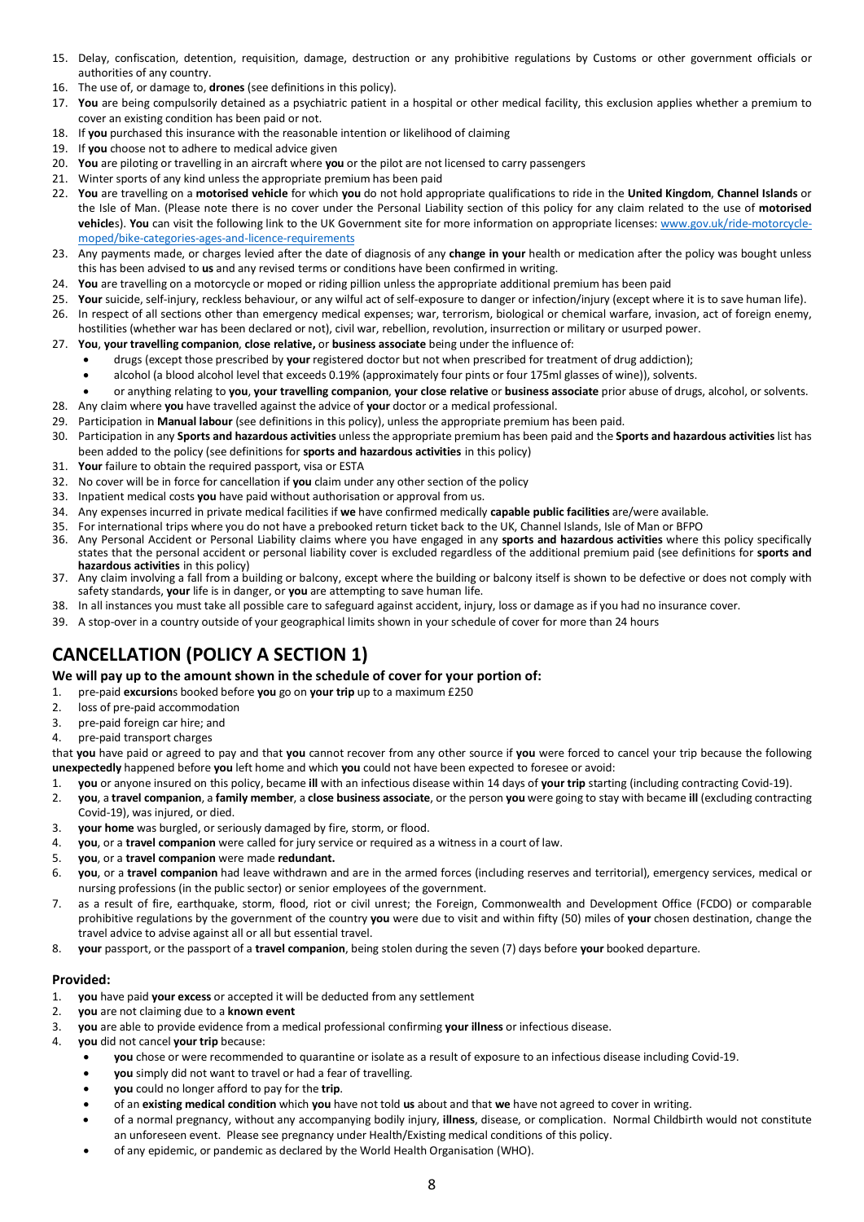15. Delay, confiscation, detention, requisition, damage, destruction or any prohibitive regulations by Customs or other government officials or authorities of any country.
16. The use of, or damage to, **drones** (see definitions in this policy).
17. **You** are being compulsorily detained as a psychiatric patient in a hospital or other medical facility, this exclusion applies whether a premium to cover an existing condition has been paid or not.
18. If **you** purchased this insurance with the reasonable intention or likelihood of claiming
19. If **you** choose not to adhere to medical advice given
20. **You** are piloting or travelling in an aircraft where **you** or the pilot are not licensed to carry passengers
21. Winter sports of any kind unless the appropriate premium has been paid
22. **You** are travelling on a **motorised vehicle** for which **you** do not hold appropriate qualifications to ride in the **United Kingdom**, **Channel Islands** or the Isle of Man. (Please note there is no cover under the Personal Liability section of this policy for any claim related to the use of **motorised vehicle**s). **You** can visit the following link to the UK Government site for more information on appropriate licenses: www.gov.uk/ride-motorcycle-moped/bike-categories-ages-and-licence-requirements
23. Any payments made, or charges levied after the date of diagnosis of any **change in your** health or medication after the policy was bought unless this has been advised to **us** and any revised terms or conditions have been confirmed in writing.
24. **You** are travelling on a motorcycle or moped or riding pillion unless the appropriate additional premium has been paid
25. **Your** suicide, self-injury, reckless behaviour, or any wilful act of self-exposure to danger or infection/injury (except where it is to save human life).
26. In respect of all sections other than emergency medical expenses; war, terrorism, biological or chemical warfare, invasion, act of foreign enemy, hostilities (whether war has been declared or not), civil war, rebellion, revolution, insurrection or military or usurped power.
27. **You**, **your travelling companion**, **close relative,** or **business associate** being under the influence of:
    - drugs (except those prescribed by **your** registered doctor but not when prescribed for treatment of drug addiction);
    - alcohol (a blood alcohol level that exceeds 0.19% (approximately four pints or four 175ml glasses of wine)), solvents.
    - or anything relating to **you**, **your travelling companion**, **your close relative** or **business associate** prior abuse of drugs, alcohol, or solvents.
28. Any claim where **you** have travelled against the advice of **your** doctor or a medical professional.
29. Participation in **Manual labour** (see definitions in this policy), unless the appropriate premium has been paid.
30. Participation in any **Sports and hazardous activities** unless the appropriate premium has been paid and the **Sports and hazardous activities** list has been added to the policy (see definitions for **sports and hazardous activities** in this policy)
31. **Your** failure to obtain the required passport, visa or ESTA
32. No cover will be in force for cancellation if **you** claim under any other section of the policy
33. Inpatient medical costs **you** have paid without authorisation or approval from us.
34. Any expenses incurred in private medical facilities if **we** have confirmed medically **capable public facilities** are/were available.
35. For international trips where you do not have a prebooked return ticket back to the UK, Channel Islands, Isle of Man or BFPO
36. Any Personal Accident or Personal Liability claims where you have engaged in any **sports and hazardous activities** where this policy specifically states that the personal accident or personal liability cover is excluded regardless of the additional premium paid (see definitions for **sports and hazardous activities** in this policy)
37. Any claim involving a fall from a building or balcony, except where the building or balcony itself is shown to be defective or does not comply with safety standards, **your** life is in danger, or **you** are attempting to save human life.
38. In all instances you must take all possible care to safeguard against accident, injury, loss or damage as if you had no insurance cover.
39. A stop-over in a country outside of your geographical limits shown in your schedule of cover for more than 24 hours

## CANCELLATION (POLICY A SECTION 1)

### We will pay up to the amount shown in the schedule of cover for your portion of:

1. pre-paid **excursion**s booked before **you** go on **your trip** up to a maximum £250
2. loss of pre-paid accommodation
3. pre-paid foreign car hire; and
4. pre-paid transport charges

that **you** have paid or agreed to pay and that **you** cannot recover from any other source if **you** were forced to cancel your trip because the following **unexpectedly** happened before **you** left home and which **you** could not have been expected to foresee or avoid:

1. **you** or anyone insured on this policy, became **ill** with an infectious disease within 14 days of **your trip** starting (including contracting Covid-19).
2. **you**, a **travel companion**, a **family member**, a **close business associate**, or the person **you** were going to stay with became **ill** (excluding contracting Covid-19), was injured, or died.
3. **your home** was burgled, or seriously damaged by fire, storm, or flood.
4. **you**, or a **travel companion** were called for jury service or required as a witness in a court of law.
5. **you**, or a **travel companion** were made **redundant.**
6. **you**, or a **travel companion** had leave withdrawn and are in the armed forces (including reserves and territorial), emergency services, medical or nursing professions (in the public sector) or senior employees of the government.
7. as a result of fire, earthquake, storm, flood, riot or civil unrest; the Foreign, Commonwealth and Development Office (FCDO) or comparable prohibitive regulations by the government of the country **you** were due to visit and within fifty (50) miles of **your** chosen destination, change the travel advice to advise against all or all but essential travel.
8. **your** passport, or the passport of a **travel companion**, being stolen during the seven (7) days before **your** booked departure.

### Provided:

1. **you** have paid **your excess** or accepted it will be deducted from any settlement
2. **you** are not claiming due to a **known event**
3. **you** are able to provide evidence from a medical professional confirming **your illness** or infectious disease.
4. **you** did not cancel **your trip** because:
    - **you** chose or were recommended to quarantine or isolate as a result of exposure to an infectious disease including Covid-19.
    - **you** simply did not want to travel or had a fear of travelling.
    - **you** could no longer afford to pay for the **trip**.
    - of an **existing medical condition** which **you** have not told **us** about and that **we** have not agreed to cover in writing.
    - of a normal pregnancy, without any accompanying bodily injury, **illness**, disease, or complication. Normal Childbirth would not constitute an unforeseen event. Please see pregnancy under Health/Existing medical conditions of this policy.
    - of any epidemic, or pandemic as declared by the World Health Organisation (WHO).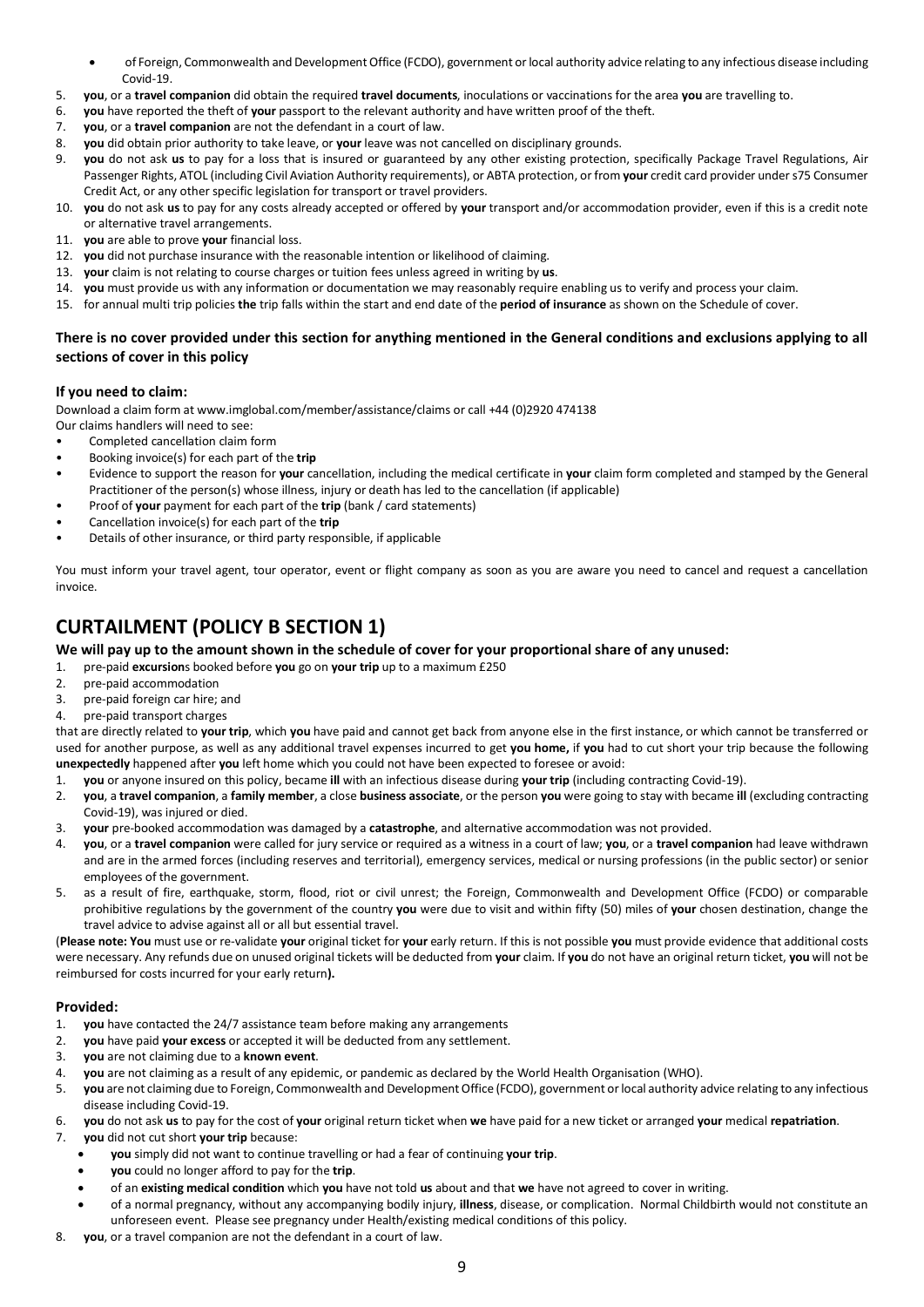- of Foreign, Commonwealth and Development Office (FCDO), government or local authority advice relating to any infectious disease including Covid-19.

5. **you**, or a **travel companion** did obtain the required **travel documents**, inoculations or vaccinations for the area **you** are travelling to.
6. **you** have reported the theft of **your** passport to the relevant authority and have written proof of the theft.
7. **you**, or a **travel companion** are not the defendant in a court of law.
8. **you** did obtain prior authority to take leave, or **your** leave was not cancelled on disciplinary grounds.
9. **you** do not ask **us** to pay for a loss that is insured or guaranteed by any other existing protection, specifically Package Travel Regulations, Air Passenger Rights, ATOL (including Civil Aviation Authority requirements), or ABTA protection, or from **your** credit card provider under s75 Consumer Credit Act, or any other specific legislation for transport or travel providers.
10. **you** do not ask **us** to pay for any costs already accepted or offered by **your** transport and/or accommodation provider, even if this is a credit note or alternative travel arrangements.
11. **you** are able to prove **your** financial loss.
12. **you** did not purchase insurance with the reasonable intention or likelihood of claiming.
13. **your** claim is not relating to course charges or tuition fees unless agreed in writing by **us**.
14. **you** must provide us with any information or documentation we may reasonably require enabling us to verify and process your claim.
15. for annual multi trip policies **the** trip falls within the start and end date of the **period of insurance** as shown on the Schedule of cover.

**There is no cover provided under this section for anything mentioned in the General conditions and exclusions applying to all sections of cover in this policy**

### If you need to claim:

Download a claim form at www.imglobal.com/member/assistance/claims or call +44 (0)2920 474138

Our claims handlers will need to see:

- Completed cancellation claim form
- Booking invoice(s) for each part of the **trip**
- Evidence to support the reason for **your** cancellation, including the medical certificate in **your** claim form completed and stamped by the General Practitioner of the person(s) whose illness, injury or death has led to the cancellation (if applicable)
- Proof of **your** payment for each part of the **trip** (bank / card statements)
- Cancellation invoice(s) for each part of the **trip**
- Details of other insurance, or third party responsible, if applicable

You must inform your travel agent, tour operator, event or flight company as soon as you are aware you need to cancel and request a cancellation invoice.

## CURTAILMENT (POLICY B SECTION 1)

**We will pay up to the amount shown in the schedule of cover for your proportional share of any unused:**

1. pre-paid **excursion**s booked before **you** go on **your trip** up to a maximum £250
2. pre-paid accommodation
3. pre-paid foreign car hire; and
4. pre-paid transport charges

that are directly related to **your trip**, which **you** have paid and cannot get back from anyone else in the first instance, or which cannot be transferred or used for another purpose, as well as any additional travel expenses incurred to get **you home,** if **you** had to cut short your trip because the following **unexpectedly** happened after **you** left home which you could not have been expected to foresee or avoid:

1. **you** or anyone insured on this policy, became **ill** with an infectious disease during **your trip** (including contracting Covid-19).
2. **you**, a **travel companion**, a **family member**, a close **business associate**, or the person **you** were going to stay with became **ill** (excluding contracting Covid-19), was injured or died.
3. **your** pre-booked accommodation was damaged by a **catastrophe**, and alternative accommodation was not provided.
4. **you**, or a **travel companion** were called for jury service or required as a witness in a court of law; **you**, or a **travel companion** had leave withdrawn and are in the armed forces (including reserves and territorial), emergency services, medical or nursing professions (in the public sector) or senior employees of the government.
5. as a result of fire, earthquake, storm, flood, riot or civil unrest; the Foreign, Commonwealth and Development Office (FCDO) or comparable prohibitive regulations by the government of the country **you** were due to visit and within fifty (50) miles of **your** chosen destination, change the travel advice to advise against all or all but essential travel.

(**Please note: You** must use or re-validate **your** original ticket for **your** early return. If this is not possible **you** must provide evidence that additional costs were necessary. Any refunds due on unused original tickets will be deducted from **your** claim. If **you** do not have an original return ticket, **you** will not be reimbursed for costs incurred for your early return**).**

### Provided:

1. **you** have contacted the 24/7 assistance team before making any arrangements
2. **you** have paid **your excess** or accepted it will be deducted from any settlement.
3. **you** are not claiming due to a **known event**.
4. **you** are not claiming as a result of any epidemic, or pandemic as declared by the World Health Organisation (WHO).
5. **you** are not claiming due to Foreign, Commonwealth and Development Office (FCDO), government or local authority advice relating to any infectious disease including Covid-19.
6. **you** do not ask **us** to pay for the cost of **your** original return ticket when **we** have paid for a new ticket or arranged **your** medical **repatriation**.
7. **you** did not cut short **your trip** because:
    - **you** simply did not want to continue travelling or had a fear of continuing **your trip**.
    - **you** could no longer afford to pay for the **trip**.
    - of an **existing medical condition** which **you** have not told **us** about and that **we** have not agreed to cover in writing.
    - of a normal pregnancy, without any accompanying bodily injury, **illness**, disease, or complication. Normal Childbirth would not constitute an unforeseen event. Please see pregnancy under Health/existing medical conditions of this policy.
8. **you**, or a travel companion are not the defendant in a court of law.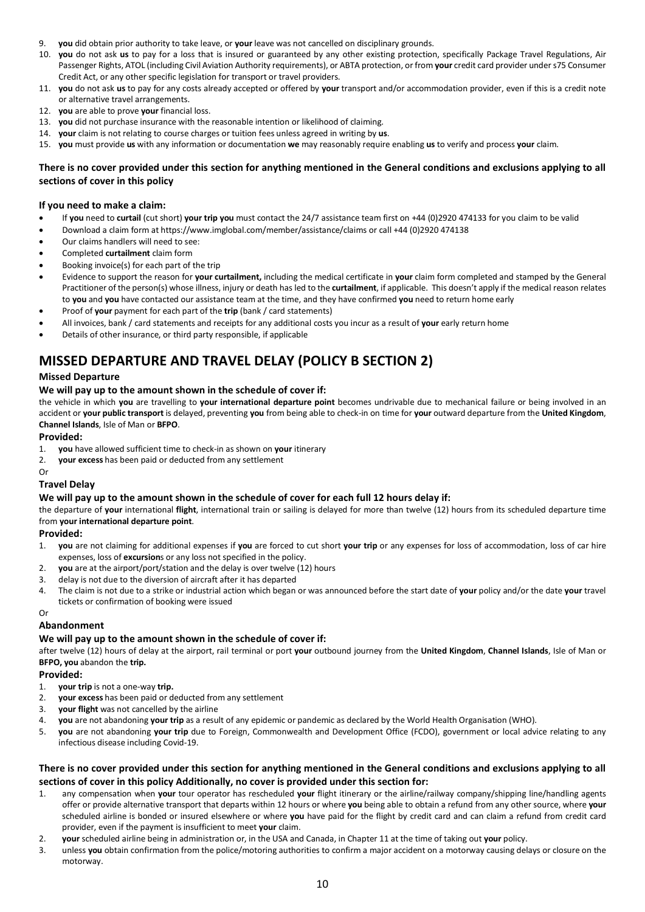9. **you** did obtain prior authority to take leave, or **your** leave was not cancelled on disciplinary grounds.
10. **you** do not ask **us** to pay for a loss that is insured or guaranteed by any other existing protection, specifically Package Travel Regulations, Air Passenger Rights, ATOL (including Civil Aviation Authority requirements), or ABTA protection, or from **your** credit card provider under s75 Consumer Credit Act, or any other specific legislation for transport or travel providers.
11. **you** do not ask **us** to pay for any costs already accepted or offered by **your** transport and/or accommodation provider, even if this is a credit note or alternative travel arrangements.
12. **you** are able to prove **your** financial loss.
13. **you** did not purchase insurance with the reasonable intention or likelihood of claiming.
14. **your** claim is not relating to course charges or tuition fees unless agreed in writing by **us**.
15. **you** must provide **us** with any information or documentation **we** may reasonably require enabling **us** to verify and process **your** claim.

**There is no cover provided under this section for anything mentioned in the General conditions and exclusions applying to all sections of cover in this policy**

**If you need to make a claim:**

- If **you** need to **curtail** (cut short) **your trip you** must contact the 24/7 assistance team first on +44 (0)2920 474133 for you claim to be valid
- Download a claim form at https://www.imglobal.com/member/assistance/claims or call +44 (0)2920 474138
- Our claims handlers will need to see:
- Completed **curtailment** claim form
- Booking invoice(s) for each part of the trip
- Evidence to support the reason for **your curtailment,** including the medical certificate in **your** claim form completed and stamped by the General Practitioner of the person(s) whose illness, injury or death has led to the **curtailment**, if applicable. This doesn't apply if the medical reason relates to **you** and **you** have contacted our assistance team at the time, and they have confirmed **you** need to return home early
- Proof of **your** payment for each part of the **trip** (bank / card statements)
- All invoices, bank / card statements and receipts for any additional costs you incur as a result of **your** early return home
- Details of other insurance, or third party responsible, if applicable

## MISSED DEPARTURE AND TRAVEL DELAY (POLICY B SECTION 2)

**Missed Departure**

**We will pay up to the amount shown in the schedule of cover if:**

the vehicle in which **you** are travelling to **your international departure point** becomes undrivable due to mechanical failure or being involved in an accident or **your public transport** is delayed, preventing **you** from being able to check-in on time for **your** outward departure from the **United Kingdom**, **Channel Islands**, Isle of Man or **BFPO**.

**Provided:**

1. **you** have allowed sufficient time to check-in as shown on **your** itinerary
2. **your excess** has been paid or deducted from any settlement

Or

**Travel Delay**

**We will pay up to the amount shown in the schedule of cover for each full 12 hours delay if:**

the departure of **your** international **flight**, international train or sailing is delayed for more than twelve (12) hours from its scheduled departure time from **your international departure point**.

**Provided:**

1. **you** are not claiming for additional expenses if **you** are forced to cut short **your trip** or any expenses for loss of accommodation, loss of car hire expenses, loss of **excursion**s or any loss not specified in the policy.
2. **you** are at the airport/port/station and the delay is over twelve (12) hours
3. delay is not due to the diversion of aircraft after it has departed
4. The claim is not due to a strike or industrial action which began or was announced before the start date of **your** policy and/or the date **your** travel tickets or confirmation of booking were issued

Or

**Abandonment**

**We will pay up to the amount shown in the schedule of cover if:**

after twelve (12) hours of delay at the airport, rail terminal or port **your** outbound journey from the **United Kingdom**, **Channel Islands**, Isle of Man or **BFPO, you** abandon the **trip.**

**Provided:**

1. **your trip** is not a one-way **trip.**
2. **your excess** has been paid or deducted from any settlement
3. **your flight** was not cancelled by the airline
4. **you** are not abandoning **your trip** as a result of any epidemic or pandemic as declared by the World Health Organisation (WHO).
5. **you** are not abandoning **your trip** due to Foreign, Commonwealth and Development Office (FCDO), government or local advice relating to any infectious disease including Covid-19.

**There is no cover provided under this section for anything mentioned in the General conditions and exclusions applying to all sections of cover in this policy Additionally, no cover is provided under this section for:**

1. any compensation when **your** tour operator has rescheduled **your** flight itinerary or the airline/railway company/shipping line/handling agents offer or provide alternative transport that departs within 12 hours or where **you** being able to obtain a refund from any other source, where **your** scheduled airline is bonded or insured elsewhere or where **you** have paid for the flight by credit card and can claim a refund from credit card provider, even if the payment is insufficient to meet **your** claim.
2. **your** scheduled airline being in administration or, in the USA and Canada, in Chapter 11 at the time of taking out **your** policy.
3. unless **you** obtain confirmation from the police/motoring authorities to confirm a major accident on a motorway causing delays or closure on the motorway.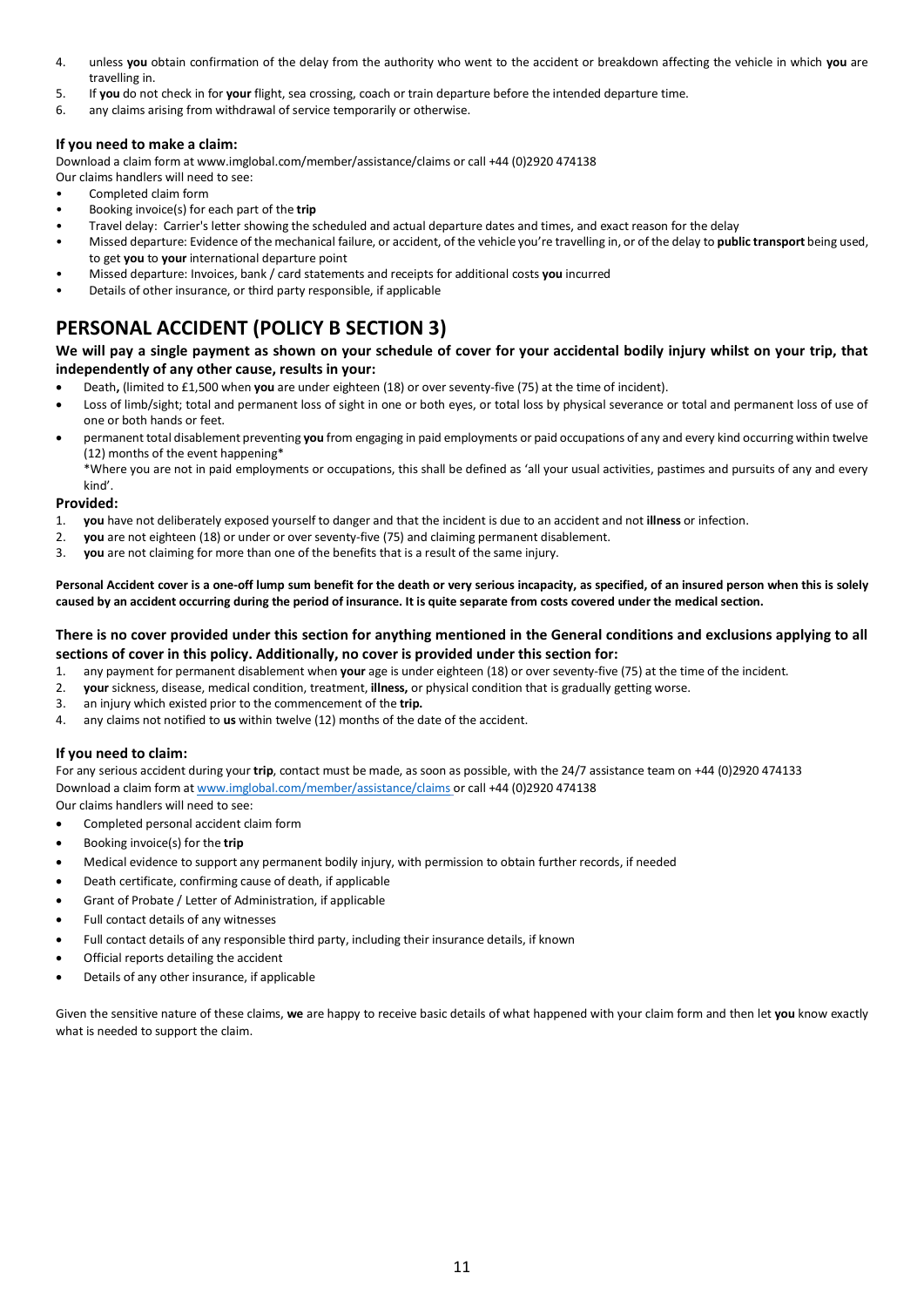4. unless **you** obtain confirmation of the delay from the authority who went to the accident or breakdown affecting the vehicle in which **you** are travelling in.
5. If **you** do not check in for **your** flight, sea crossing, coach or train departure before the intended departure time.
6. any claims arising from withdrawal of service temporarily or otherwise.

### If you need to make a claim:

Download a claim form at www.imglobal.com/member/assistance/claims or call +44 (0)2920 474138
Our claims handlers will need to see:

- Completed claim form
- Booking invoice(s) for each part of the **trip**
- Travel delay: Carrier's letter showing the scheduled and actual departure dates and times, and exact reason for the delay
- Missed departure: Evidence of the mechanical failure, or accident, of the vehicle you're travelling in, or of the delay to **public transport** being used, to get **you** to **your** international departure point
- Missed departure: Invoices, bank / card statements and receipts for additional costs **you** incurred
- Details of other insurance, or third party responsible, if applicable

## PERSONAL ACCIDENT (POLICY B SECTION 3)

### We will pay a single payment as shown on your schedule of cover for your accidental bodily injury whilst on your trip, that independently of any other cause, results in your:

- Death**,** (limited to £1,500 when **you** are under eighteen (18) or over seventy-five (75) at the time of incident).
- Loss of limb/sight; total and permanent loss of sight in one or both eyes, or total loss by physical severance or total and permanent loss of use of one or both hands or feet.
- permanent total disablement preventing **you** from engaging in paid employments or paid occupations of any and every kind occurring within twelve (12) months of the event happening*
  *Where you are not in paid employments or occupations, this shall be defined as 'all your usual activities, pastimes and pursuits of any and every kind'.

### Provided:

1. **you** have not deliberately exposed yourself to danger and that the incident is due to an accident and not **illness** or infection.
2. **you** are not eighteen (18) or under or over seventy-five (75) and claiming permanent disablement.
3. **you** are not claiming for more than one of the benefits that is a result of the same injury.

**Personal Accident cover is a one-off lump sum benefit for the death or very serious incapacity, as specified, of an insured person when this is solely caused by an accident occurring during the period of insurance. It is quite separate from costs covered under the medical section.**

### There is no cover provided under this section for anything mentioned in the General conditions and exclusions applying to all sections of cover in this policy. Additionally, no cover is provided under this section for:

1. any payment for permanent disablement when **your** age is under eighteen (18) or over seventy-five (75) at the time of the incident.
2. **your** sickness, disease, medical condition, treatment, **illness,** or physical condition that is gradually getting worse.
3. an injury which existed prior to the commencement of the **trip.**
4. any claims not notified to **us** within twelve (12) months of the date of the accident.

### If you need to claim:

For any serious accident during your **trip**, contact must be made, as soon as possible, with the 24/7 assistance team on +44 (0)2920 474133
Download a claim form at www.imglobal.com/member/assistance/claims or call +44 (0)2920 474138
Our claims handlers will need to see:

- Completed personal accident claim form
- Booking invoice(s) for the **trip**
- Medical evidence to support any permanent bodily injury, with permission to obtain further records, if needed
- Death certificate, confirming cause of death, if applicable
- Grant of Probate / Letter of Administration, if applicable
- Full contact details of any witnesses
- Full contact details of any responsible third party, including their insurance details, if known
- Official reports detailing the accident
- Details of any other insurance, if applicable

Given the sensitive nature of these claims, **we** are happy to receive basic details of what happened with your claim form and then let **you** know exactly what is needed to support the claim.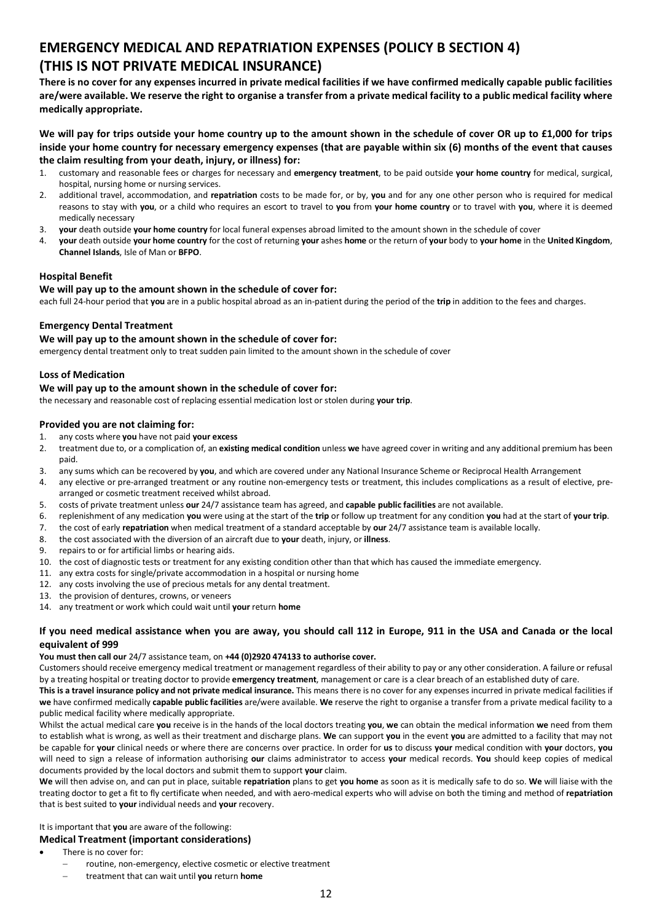# EMERGENCY MEDICAL AND REPATRIATION EXPENSES (POLICY B SECTION 4) (THIS IS NOT PRIVATE MEDICAL INSURANCE)

**There is no cover for any expenses incurred in private medical facilities if we have confirmed medically capable public facilities are/were available. We reserve the right to organise a transfer from a private medical facility to a public medical facility where medically appropriate.**

**We will pay for trips outside your home country up to the amount shown in the schedule of cover OR up to £1,000 for trips inside your home country for necessary emergency expenses (that are payable within six (6) months of the event that causes the claim resulting from your death, injury, or illness) for:**

1. customary and reasonable fees or charges for necessary and **emergency treatment**, to be paid outside **your home country** for medical, surgical, hospital, nursing home or nursing services.
2. additional travel, accommodation, and **repatriation** costs to be made for, or by, **you** and for any one other person who is required for medical reasons to stay with **you**, or a child who requires an escort to travel to **you** from **your home country** or to travel with **you**, where it is deemed medically necessary
3. **your** death outside **your home country** for local funeral expenses abroad limited to the amount shown in the schedule of cover
4. **your** death outside **your home country** for the cost of returning **your** ashes **home** or the return of **your** body to **your home** in the **United Kingdom**, **Channel Islands**, Isle of Man or **BFPO**.

### Hospital Benefit

**We will pay up to the amount shown in the schedule of cover for:**

each full 24-hour period that **you** are in a public hospital abroad as an in-patient during the period of the **trip** in addition to the fees and charges.

### Emergency Dental Treatment

**We will pay up to the amount shown in the schedule of cover for:**

emergency dental treatment only to treat sudden pain limited to the amount shown in the schedule of cover

### Loss of Medication

**We will pay up to the amount shown in the schedule of cover for:**

the necessary and reasonable cost of replacing essential medication lost or stolen during **your trip**.

### Provided you are not claiming for:

1. any costs where **you** have not paid **your excess**
2. treatment due to, or a complication of, an **existing medical condition** unless **we** have agreed cover in writing and any additional premium has been paid.
3. any sums which can be recovered by **you**, and which are covered under any National Insurance Scheme or Reciprocal Health Arrangement
4. any elective or pre-arranged treatment or any routine non-emergency tests or treatment, this includes complications as a result of elective, pre-arranged or cosmetic treatment received whilst abroad.
5. costs of private treatment unless **our** 24/7 assistance team has agreed, and **capable public facilities** are not available.
6. replenishment of any medication **you** were using at the start of the **trip** or follow up treatment for any condition **you** had at the start of **your trip**.
7. the cost of early **repatriation** when medical treatment of a standard acceptable by **our** 24/7 assistance team is available locally.
8. the cost associated with the diversion of an aircraft due to **your** death, injury, or **illness**.
9. repairs to or for artificial limbs or hearing aids.
10. the cost of diagnostic tests or treatment for any existing condition other than that which has caused the immediate emergency.
11. any extra costs for single/private accommodation in a hospital or nursing home
12. any costs involving the use of precious metals for any dental treatment.
13. the provision of dentures, crowns, or veneers
14. any treatment or work which could wait until **your** return **home**

### If you need medical assistance when you are away, you should call 112 in Europe, 911 in the USA and Canada or the local equivalent of 999

**You must then call our** 24/7 assistance team, on **+44 (0)2920 474133 to authorise cover.**

Customers should receive emergency medical treatment or management regardless of their ability to pay or any other consideration. A failure or refusal by a treating hospital or treating doctor to provide **emergency treatment**, management or care is a clear breach of an established duty of care.

**This is a travel insurance policy and not private medical insurance.** This means there is no cover for any expenses incurred in private medical facilities if **we** have confirmed medically **capable public facilities** are/were available. **We** reserve the right to organise a transfer from a private medical facility to a public medical facility where medically appropriate.

Whilst the actual medical care **you** receive is in the hands of the local doctors treating **you**, **we** can obtain the medical information **we** need from them to establish what is wrong, as well as their treatment and discharge plans. **We** can support **you** in the event **you** are admitted to a facility that may not be capable for **your** clinical needs or where there are concerns over practice. In order for **us** to discuss **your** medical condition with **your** doctors, **you** will need to sign a release of information authorising **our** claims administrator to access **your** medical records. **You** should keep copies of medical documents provided by the local doctors and submit them to support **your** claim.

**We** will then advise on, and can put in place, suitable **repatriation** plans to get **you home** as soon as it is medically safe to do so. **We** will liaise with the treating doctor to get a fit to fly certificate when needed, and with aero-medical experts who will advise on both the timing and method of **repatriation** that is best suited to **your** individual needs and **your** recovery.

It is important that **you** are aware of the following:

### Medical Treatment (important considerations)

- There is no cover for:
  - routine, non-emergency, elective cosmetic or elective treatment
  - treatment that can wait until **you** return **home**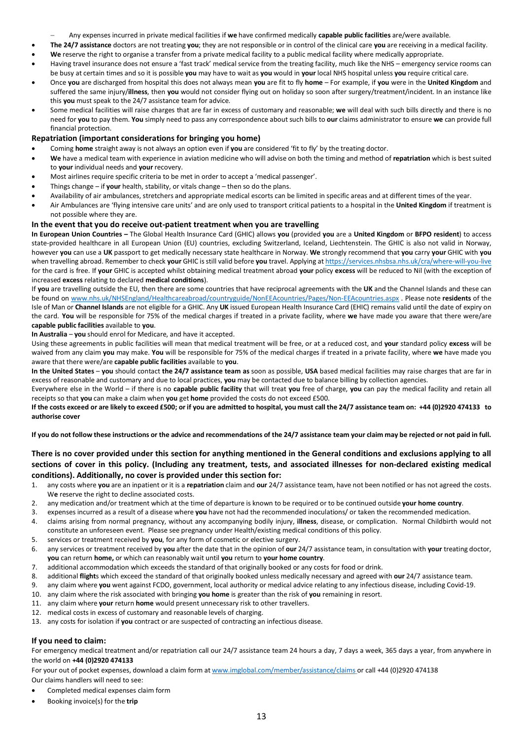- Any expenses incurred in private medical facilities if **we** have confirmed medically **capable public facilities** are/were available.

- **The 24/7 assistance** doctors are not treating **you**; they are not responsible or in control of the clinical care **you** are receiving in a medical facility.
- **We** reserve the right to organise a transfer from a private medical facility to a public medical facility where medically appropriate.
- Having travel insurance does not ensure a 'fast track' medical service from the treating facility, much like the NHS – emergency service rooms can be busy at certain times and so it is possible **you** may have to wait as **you** would in **your** local NHS hospital unless **you** require critical care.
- Once **you** are discharged from hospital this does not always mean **you** are fit to fly **home** – For example, if **you** were in the **United Kingdom** and suffered the same injury/**illness**, then **you** would not consider flying out on holiday so soon after surgery/treatment/incident. In an instance like this **you** must speak to the 24/7 assistance team for advice.
- Some medical facilities will raise charges that are far in excess of customary and reasonable; **we** will deal with such bills directly and there is no need for **you** to pay them. **You** simply need to pass any correspondence about such bills to **our** claims administrator to ensure **we** can provide full financial protection.

### Repatriation (important considerations for bringing you home)

- Coming **home** straight away is not always an option even if **you** are considered 'fit to fly' by the treating doctor.
- **We** have a medical team with experience in aviation medicine who will advise on both the timing and method of **repatriation** which is best suited to **your** individual needs and **your** recovery.
- Most airlines require specific criteria to be met in order to accept a 'medical passenger'.
- Things change – if **your** health, stability, or vitals change – then so do the plans.
- Availability of air ambulances, stretchers and appropriate medical escorts can be limited in specific areas and at different times of the year.
- Air Ambulances are 'flying intensive care units' and are only used to transport critical patients to a hospital in the **United Kingdom** if treatment is not possible where they are.

### In the event that you do receive out-patient treatment when you are travelling

**In European Union Countries –** The Global Health Insurance Card (GHIC) allows **you** (provided **you** are a **United Kingdom** or **BFPO resident**) to access state-provided healthcare in all European Union (EU) countries, excluding Switzerland, Iceland, Liechtenstein. The GHIC is also not valid in Norway, however **you** can use a **UK** passport to get medically necessary state healthcare in Norway. **We** strongly recommend that **you** carry **your** GHIC with **you** when travelling abroad. Remember to check **your** GHIC is still valid before **you** travel. Applying at https://services.nhsbsa.nhs.uk/cra/where-will-you-live for the card is free. If **your** GHIC is accepted whilst obtaining medical treatment abroad **your** policy **excess** will be reduced to Nil (with the exception of increased **excess** relating to declared **medical conditions**).

If **you** are travelling outside the EU, then there are some countries that have reciprocal agreements with the **UK** and the Channel Islands and these can be found on www.nhs.uk/NHSEngland/Healthcareabroad/countryguide/NonEEAcountries/Pages/Non-EEAcountries.aspx . Please note **residents** of the Isle of Man or **Channel Islands** are not eligible for a GHIC. Any **UK** issued European Health Insurance Card (EHIC) remains valid until the date of expiry on the card. **You** will be responsible for 75% of the medical charges if treated in a private facility, where **we** have made you aware that there were/are **capable public facilities** available to **you**.

**In Australia** – **you** should enrol for Medicare, and have it accepted.

Using these agreements in public facilities will mean that medical treatment will be free, or at a reduced cost, and **your** standard policy **excess** will be waived from any claim **you** may make. **You** will be responsible for 75% of the medical charges if treated in a private facility, where **we** have made you aware that there were/are **capable public facilities** available to **you**.

**In the United States** – **you** should contact **the 24/7 assistance team as** soon as possible, **USA** based medical facilities may raise charges that are far in excess of reasonable and customary and due to local practices, **you** may be contacted due to balance billing by collection agencies.

Everywhere else in the World – if there is no **capable public facility** that will treat **you** free of charge, **you** can pay the medical facility and retain all receipts so that **you** can make a claim when **you** get **home** provided the costs do not exceed £500.

**If the costs exceed or are likely to exceed £500; or if you are admitted to hospital, you must call the 24/7 assistance team on: +44 (0)2920 474133 to authorise cover**

**If you do not follow these instructions or the advice and recommendations of the 24/7 assistance team your claim may be rejected or not paid in full.**

### There is no cover provided under this section for anything mentioned in the General conditions and exclusions applying to all sections of cover in this policy. (Including any treatment, tests, and associated illnesses for non-declared existing medical conditions). Additionally, no cover is provided under this section for:

1. any costs where **you** are an inpatient or it is a **repatriation** claim and **our** 24/7 assistance team, have not been notified or has not agreed the costs. W**e** reserve the right to decline associated costs.
2. any medication and/or treatment which at the time of departure is known to be required or to be continued outside **your home country**.
3. expenses incurred as a result of a disease where **you** have not had the recommended inoculations/ or taken the recommended medication.
4. claims arising from normal pregnancy, without any accompanying bodily injury, **illness**, disease, or complication. Normal Childbirth would not constitute an unforeseen event. Please see pregnancy under Health/existing medical conditions of this policy.
5. services or treatment received by **you**, for any form of cosmetic or elective surgery.
6. any services or treatment received by **you** after the date that in the opinion of **our** 24/7 assistance team, in consultation with **your** treating doctor, **you** can return **home,** or which can reasonably wait until **you** return to **your home country**.
7. additional accommodation which exceeds the standard of that originally booked or any costs for food or drink.
8. additional **flight**s which exceed the standard of that originally booked unless medically necessary and agreed with **our** 24/7 assistance team.
9. any claim where **you** went against FCDO, government, local authority or medical advice relating to any infectious disease, including Covid-19.
10. any claim where the risk associated with bringing **you home** is greater than the risk of **you** remaining in resort.
11. any claim where **your** return **home** would present unnecessary risk to other travellers.
12. medical costs in excess of customary and reasonable levels of charging.
13. any costs for isolation if **you** contract or are suspected of contracting an infectious disease.

### If you need to claim:

For emergency medical treatment and/or repatriation call our 24/7 assistance team 24 hours a day, 7 days a week, 365 days a year, from anywhere in the world on **+44 (0)2920 474133**

For your out of pocket expenses, download a claim form at www.imglobal.com/member/assistance/claims or call +44 (0)2920 474138

Our claims handlers will need to see:

- Completed medical expenses claim form
- Booking invoice(s) for the **trip**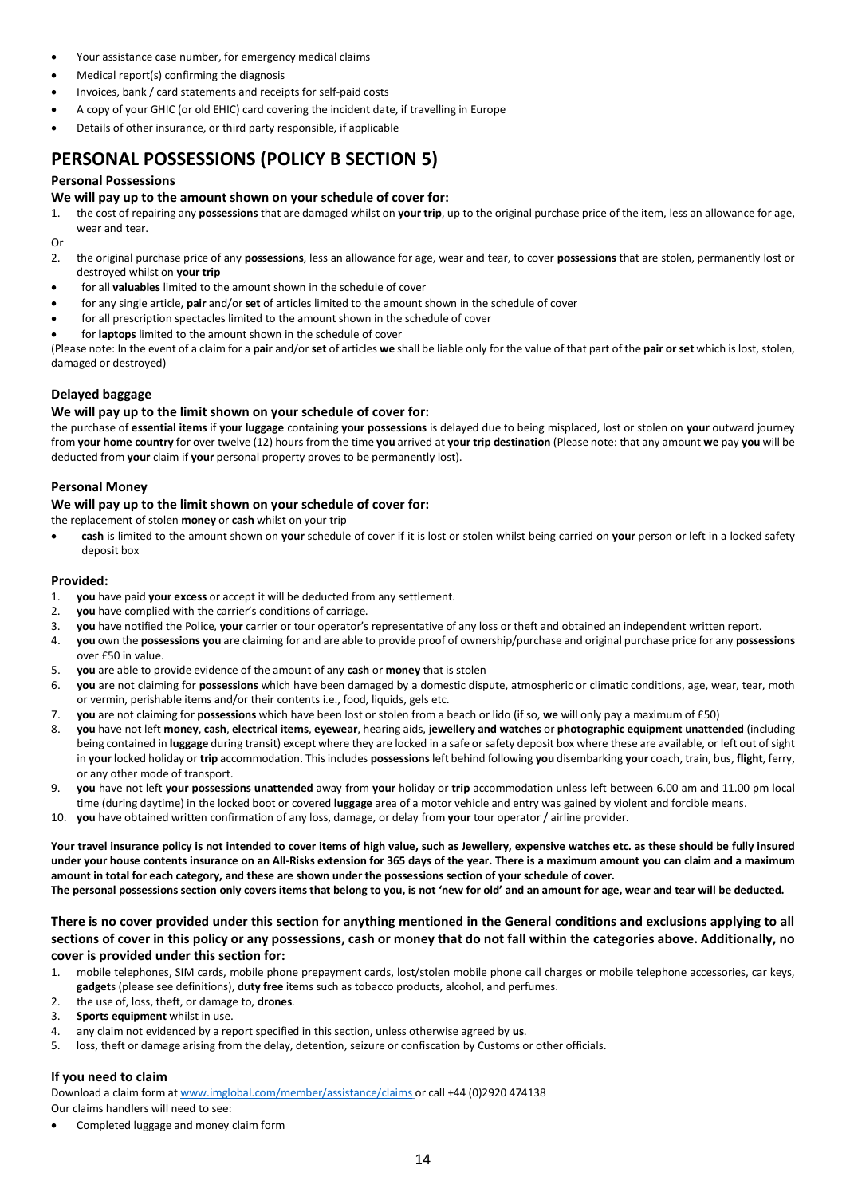- Your assistance case number, for emergency medical claims
- Medical report(s) confirming the diagnosis
- Invoices, bank / card statements and receipts for self-paid costs
- A copy of your GHIC (or old EHIC) card covering the incident date, if travelling in Europe
- Details of other insurance, or third party responsible, if applicable

# PERSONAL POSSESSIONS (POLICY B SECTION 5)

### Personal Possessions

**We will pay up to the amount shown on your schedule of cover for:**

1. the cost of repairing any **possessions** that are damaged whilst on **your trip**, up to the original purchase price of the item, less an allowance for age, wear and tear.

Or

2. the original purchase price of any **possessions**, less an allowance for age, wear and tear, to cover **possessions** that are stolen, permanently lost or destroyed whilst on **your trip**

- for all **valuables** limited to the amount shown in the schedule of cover
- for any single article, **pair** and/or **set** of articles limited to the amount shown in the schedule of cover
- for all prescription spectacles limited to the amount shown in the schedule of cover
- for **laptops** limited to the amount shown in the schedule of cover

(Please note: In the event of a claim for a **pair** and/or **set** of articles **we** shall be liable only for the value of that part of the **pair or set** which is lost, stolen, damaged or destroyed)

### Delayed baggage

**We will pay up to the limit shown on your schedule of cover for:**

the purchase of **essential items** if **your luggage** containing **your possessions** is delayed due to being misplaced, lost or stolen on **your** outward journey from **your home country** for over twelve (12) hours from the time **you** arrived at **your trip destination** (Please note: that any amount **we** pay **you** will be deducted from **your** claim if **your** personal property proves to be permanently lost).

### Personal Money

**We will pay up to the limit shown on your schedule of cover for:**

the replacement of stolen **money** or **cash** whilst on your trip

- **cash** is limited to the amount shown on **your** schedule of cover if it is lost or stolen whilst being carried on **your** person or left in a locked safety deposit box

**Provided:**

1. **you** have paid **your excess** or accept it will be deducted from any settlement.
2. **you** have complied with the carrier's conditions of carriage.
3. **you** have notified the Police, **your** carrier or tour operator's representative of any loss or theft and obtained an independent written report.
4. **you** own the **possessions you** are claiming for and are able to provide proof of ownership/purchase and original purchase price for any **possessions** over £50 in value.
5. **you** are able to provide evidence of the amount of any **cash** or **money** that is stolen
6. **you** are not claiming for **possessions** which have been damaged by a domestic dispute, atmospheric or climatic conditions, age, wear, tear, moth or vermin, perishable items and/or their contents i.e., food, liquids, gels etc.
7. **you** are not claiming for **possessions** which have been lost or stolen from a beach or lido (if so, **we** will only pay a maximum of £50)
8. **you** have not left **money**, **cash**, **electrical items**, **eyewear**, hearing aids, **jewellery and watches** or **photographic equipment unattended** (including being contained in **luggage** during transit) except where they are locked in a safe or safety deposit box where these are available, or left out of sight in **your** locked holiday or **trip** accommodation. This includes **possessions** left behind following **you** disembarking **your** coach, train, bus, **flight**, ferry, or any other mode of transport.
9. **you** have not left **your possessions unattended** away from **your** holiday or **trip** accommodation unless left between 6.00 am and 11.00 pm local time (during daytime) in the locked boot or covered **luggage** area of a motor vehicle and entry was gained by violent and forcible means.
10. **you** have obtained written confirmation of any loss, damage, or delay from **your** tour operator / airline provider.

**Your travel insurance policy is not intended to cover items of high value, such as Jewellery, expensive watches etc. as these should be fully insured under your house contents insurance on an All-Risks extension for 365 days of the year. There is a maximum amount you can claim and a maximum amount in total for each category, and these are shown under the possessions section of your schedule of cover.**

**The personal possessions section only covers items that belong to you, is not 'new for old' and an amount for age, wear and tear will be deducted.**

**There is no cover provided under this section for anything mentioned in the General conditions and exclusions applying to all sections of cover in this policy or any possessions, cash or money that do not fall within the categories above. Additionally, no cover is provided under this section for:**

1. mobile telephones, SIM cards, mobile phone prepayment cards, lost/stolen mobile phone call charges or mobile telephone accessories, car keys, **gadget**s (please see definitions), **duty free** items such as tobacco products, alcohol, and perfumes.
2. the use of, loss, theft, or damage to, **drones**.
3. **Sports equipment** whilst in use.
4. any claim not evidenced by a report specified in this section, unless otherwise agreed by **us**.
5. loss, theft or damage arising from the delay, detention, seizure or confiscation by Customs or other officials.

### If you need to claim

Download a claim form at www.imglobal.com/member/assistance/claims or call +44 (0)2920 474138

Our claims handlers will need to see:

- Completed luggage and money claim form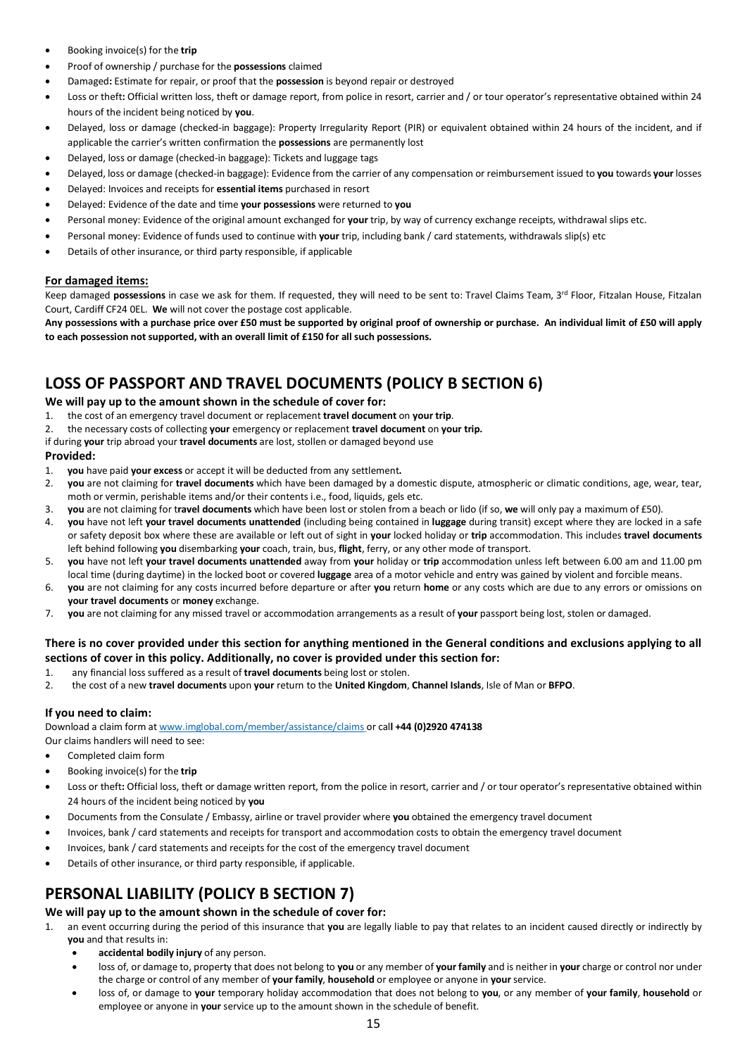- Booking invoice(s) for the **trip**
- Proof of ownership / purchase for the **possessions** claimed
- Damaged**:** Estimate for repair, or proof that the **possession** is beyond repair or destroyed
- Loss or theft**:** Official written loss, theft or damage report, from police in resort, carrier and / or tour operator's representative obtained within 24 hours of the incident being noticed by **you**.
- Delayed, loss or damage (checked-in baggage): Property Irregularity Report (PIR) or equivalent obtained within 24 hours of the incident, and if applicable the carrier's written confirmation the **possessions** are permanently lost
- Delayed, loss or damage (checked-in baggage): Tickets and luggage tags
- Delayed, loss or damage (checked-in baggage): Evidence from the carrier of any compensation or reimbursement issued to **you** towards **your** losses
- Delayed: Invoices and receipts for **essential items** purchased in resort
- Delayed: Evidence of the date and time **your possessions** were returned to **you**
- Personal money: Evidence of the original amount exchanged for **your** trip, by way of currency exchange receipts, withdrawal slips etc.
- Personal money: Evidence of funds used to continue with **your** trip, including bank / card statements, withdrawals slip(s) etc
- Details of other insurance, or third party responsible, if applicable

### For damaged items:

Keep damaged **possessions** in case we ask for them. If requested, they will need to be sent to: Travel Claims Team, 3rd Floor, Fitzalan House, Fitzalan Court, Cardiff CF24 0EL. **We** will not cover the postage cost applicable.

**Any possessions with a purchase price over £50 must be supported by original proof of ownership or purchase. An individual limit of £50 will apply to each possession not supported, with an overall limit of £150 for all such possessions.**

## LOSS OF PASSPORT AND TRAVEL DOCUMENTS (POLICY B SECTION 6)

**We will pay up to the amount shown in the schedule of cover for:**

1. the cost of an emergency travel document or replacement **travel document** on **your trip**.
2. the necessary costs of collecting **your** emergency or replacement **travel document** on **your trip.**

if during **your** trip abroad your **travel documents** are lost, stollen or damaged beyond use

**Provided:**

1. **you** have paid **your excess** or accept it will be deducted from any settlement**.**
2. **you** are not claiming for **travel documents** which have been damaged by a domestic dispute, atmospheric or climatic conditions, age, wear, tear, moth or vermin, perishable items and/or their contents i.e., food, liquids, gels etc.
3. **you** are not claiming for **travel documents** which have been lost or stolen from a beach or lido (if so, **we** will only pay a maximum of £50).
4. **you** have not left **your travel documents unattended** (including being contained in **luggage** during transit) except where they are locked in a safe or safety deposit box where these are available or left out of sight in **your** locked holiday or **trip** accommodation. This includes **travel documents** left behind following **you** disembarking **your** coach, train, bus, **flight**, ferry, or any other mode of transport.
5. **you** have not left **your travel documents unattended** away from **your** holiday or **trip** accommodation unless left between 6.00 am and 11.00 pm local time (during daytime) in the locked boot or covered **luggage** area of a motor vehicle and entry was gained by violent and forcible means.
6. **you** are not claiming for any costs incurred before departure or after **you** return **home** or any costs which are due to any errors or omissions on **your travel documents** or **money** exchange.
7. **you** are not claiming for any missed travel or accommodation arrangements as a result of **your** passport being lost, stolen or damaged.

**There is no cover provided under this section for anything mentioned in the General conditions and exclusions applying to all sections of cover in this policy. Additionally, no cover is provided under this section for:**

1. any financial loss suffered as a result of **travel documents** being lost or stolen.
2. the cost of a new **travel documents** upon **your** return to the **United Kingdom**, **Channel Islands**, Isle of Man or **BFPO**.

### If you need to claim:

Download a claim form at www.imglobal.com/member/assistance/claims or call **+44 (0)2920 474138**

Our claims handlers will need to see:

- Completed claim form
- Booking invoice(s) for the **trip**
- Loss or theft**:** Official loss, theft or damage written report, from the police in resort, carrier and / or tour operator's representative obtained within 24 hours of the incident being noticed by **you**
- Documents from the Consulate / Embassy, airline or travel provider where **you** obtained the emergency travel document
- Invoices, bank / card statements and receipts for transport and accommodation costs to obtain the emergency travel document
- Invoices, bank / card statements and receipts for the cost of the emergency travel document
- Details of other insurance, or third party responsible, if applicable.

## PERSONAL LIABILITY (POLICY B SECTION 7)

**We will pay up to the amount shown in the schedule of cover for:**

1. an event occurring during the period of this insurance that **you** are legally liable to pay that relates to an incident caused directly or indirectly by **you** and that results in:
   - **accidental bodily injury** of any person.
   - loss of, or damage to, property that does not belong to **you** or any member of **your family** and is neither in **your** charge or control nor under the charge or control of any member of **your family**, **household** or employee or anyone in **your** service.
   - loss of, or damage to **your** temporary holiday accommodation that does not belong to **you**, or any member of **your family**, **household** or employee or anyone in **your** service up to the amount shown in the schedule of benefit.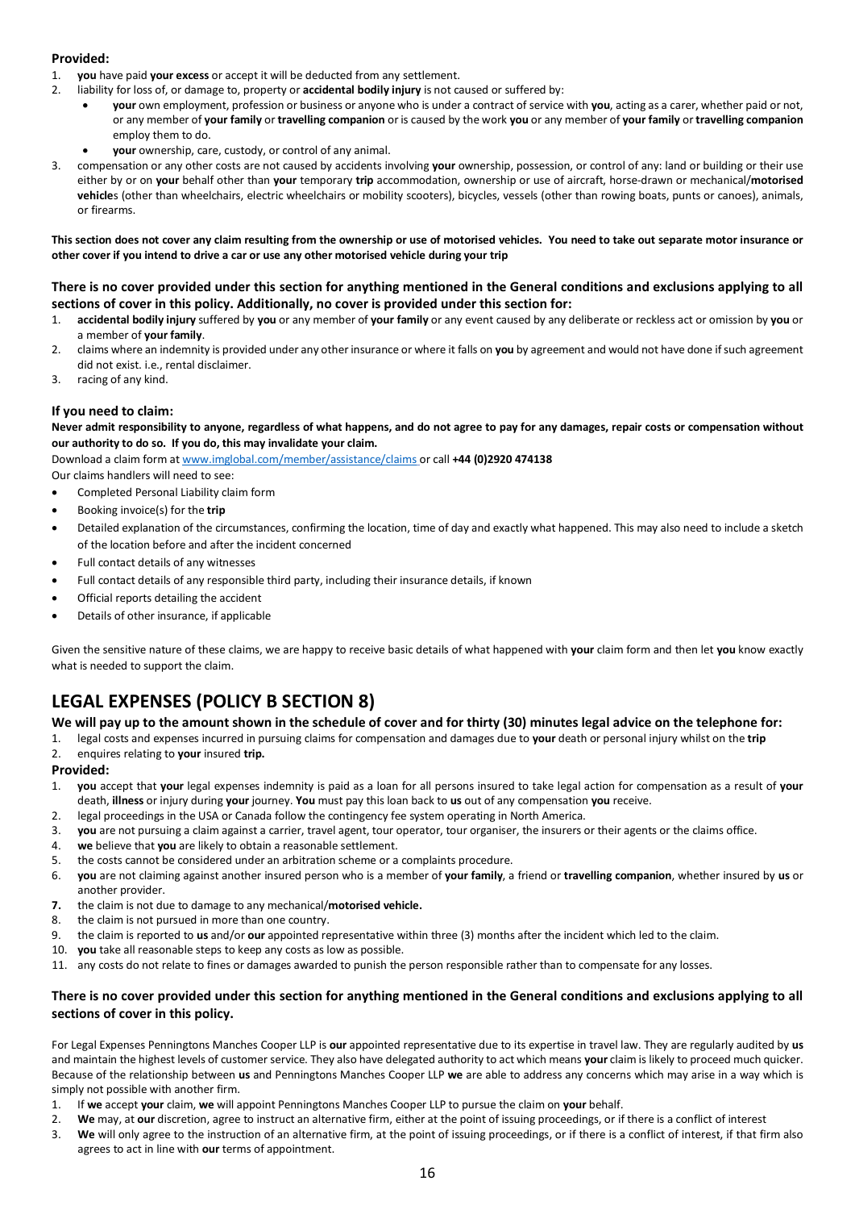**Provided:**

1. **you** have paid **your excess** or accept it will be deducted from any settlement.
2. liability for loss of, or damage to, property or **accidental bodily injury** is not caused or suffered by:
   - **your** own employment, profession or business or anyone who is under a contract of service with **you**, acting as a carer, whether paid or not, or any member of **your family** or **travelling companion** or is caused by the work **you** or any member of **your family** or **travelling companion** employ them to do.
   - **your** ownership, care, custody, or control of any animal.
3. compensation or any other costs are not caused by accidents involving **your** ownership, possession, or control of any: land or building or their use either by or on **your** behalf other than **your** temporary **trip** accommodation, ownership or use of aircraft, horse-drawn or mechanical/**motorised vehicle**s (other than wheelchairs, electric wheelchairs or mobility scooters), bicycles, vessels (other than rowing boats, punts or canoes), animals, or firearms.

**This section does not cover any claim resulting from the ownership or use of motorised vehicles. You need to take out separate motor insurance or other cover if you intend to drive a car or use any other motorised vehicle during your trip**

**There is no cover provided under this section for anything mentioned in the General conditions and exclusions applying to all sections of cover in this policy. Additionally, no cover is provided under this section for:**

1. **accidental bodily injury** suffered by **you** or any member of **your family** or any event caused by any deliberate or reckless act or omission by **you** or a member of **your family**.
2. claims where an indemnity is provided under any other insurance or where it falls on **you** by agreement and would not have done if such agreement did not exist. i.e., rental disclaimer.
3. racing of any kind.

**If you need to claim:**

**Never admit responsibility to anyone, regardless of what happens, and do not agree to pay for any damages, repair costs or compensation without our authority to do so. If you do, this may invalidate your claim.**

Download a claim form at www.imglobal.com/member/assistance/claims or call **+44 (0)2920 474138**

Our claims handlers will need to see:

- Completed Personal Liability claim form
- Booking invoice(s) for the **trip**
- Detailed explanation of the circumstances, confirming the location, time of day and exactly what happened. This may also need to include a sketch of the location before and after the incident concerned
- Full contact details of any witnesses
- Full contact details of any responsible third party, including their insurance details, if known
- Official reports detailing the accident
- Details of other insurance, if applicable

Given the sensitive nature of these claims, we are happy to receive basic details of what happened with **your** claim form and then let **you** know exactly what is needed to support the claim.

## LEGAL EXPENSES (POLICY B SECTION 8)

**We will pay up to the amount shown in the schedule of cover and for thirty (30) minutes legal advice on the telephone for:**

1. legal costs and expenses incurred in pursuing claims for compensation and damages due to **your** death or personal injury whilst on the **trip**
2. enquires relating to **your** insured **trip.**

**Provided:**

1. **you** accept that **your** legal expenses indemnity is paid as a loan for all persons insured to take legal action for compensation as a result of **your** death, **illness** or injury during **your** journey. **You** must pay this loan back to **us** out of any compensation **you** receive.
2. legal proceedings in the USA or Canada follow the contingency fee system operating in North America.
3. **you** are not pursuing a claim against a carrier, travel agent, tour operator, tour organiser, the insurers or their agents or the claims office.
4. **we** believe that **you** are likely to obtain a reasonable settlement.
5. the costs cannot be considered under an arbitration scheme or a complaints procedure.
6. **you** are not claiming against another insured person who is a member of **your family**, a friend or **travelling companion**, whether insured by **us** or another provider.
7. the claim is not due to damage to any mechanical/**motorised vehicle.**
8. the claim is not pursued in more than one country.
9. the claim is reported to **us** and/or **our** appointed representative within three (3) months after the incident which led to the claim.
10. **you** take all reasonable steps to keep any costs as low as possible.
11. any costs do not relate to fines or damages awarded to punish the person responsible rather than to compensate for any losses.

**There is no cover provided under this section for anything mentioned in the General conditions and exclusions applying to all sections of cover in this policy.**

For Legal Expenses Penningtons Manches Cooper LLP is **our** appointed representative due to its expertise in travel law. They are regularly audited by **us** and maintain the highest levels of customer service. They also have delegated authority to act which means **your** claim is likely to proceed much quicker. Because of the relationship between **us** and Penningtons Manches Cooper LLP **we** are able to address any concerns which may arise in a way which is simply not possible with another firm.

1. If **we** accept **your** claim, **we** will appoint Penningtons Manches Cooper LLP to pursue the claim on **your** behalf.
2. **We** may, at **our** discretion, agree to instruct an alternative firm, either at the point of issuing proceedings, or if there is a conflict of interest
3. **We** will only agree to the instruction of an alternative firm, at the point of issuing proceedings, or if there is a conflict of interest, if that firm also agrees to act in line with **our** terms of appointment.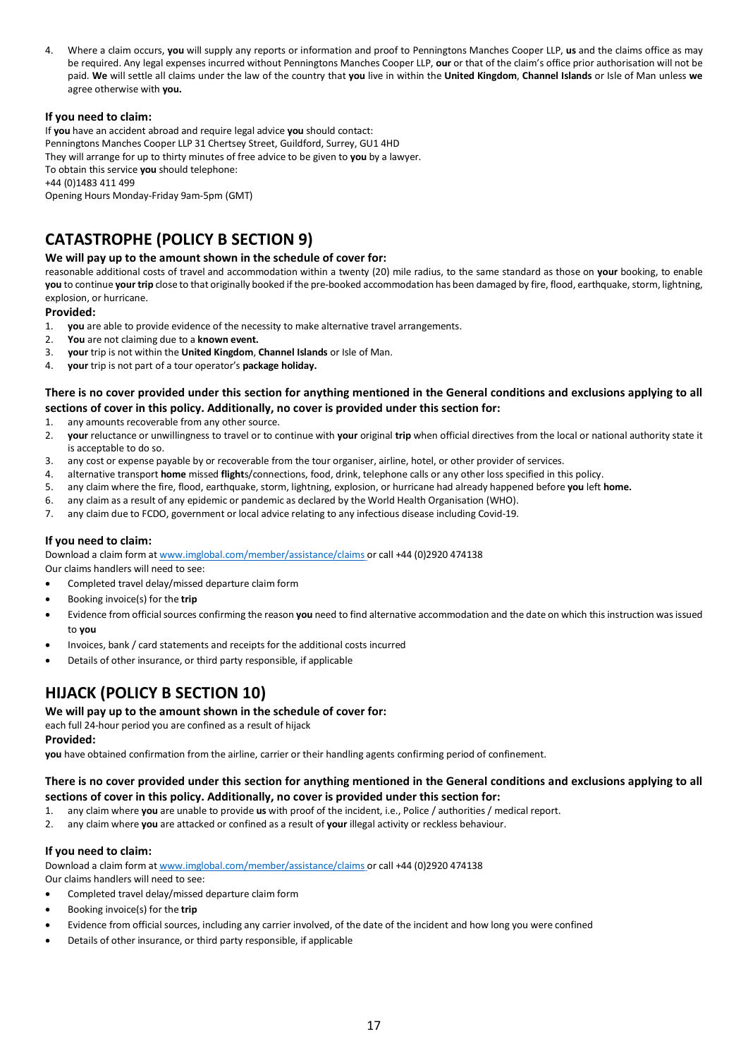4. Where a claim occurs, **you** will supply any reports or information and proof to Penningtons Manches Cooper LLP, **us** and the claims office as may be required. Any legal expenses incurred without Penningtons Manches Cooper LLP, **our** or that of the claim's office prior authorisation will not be paid. **We** will settle all claims under the law of the country that **you** live in within the **United Kingdom**, **Channel Islands** or Isle of Man unless **we** agree otherwise with **you.**

### If you need to claim:

If **you** have an accident abroad and require legal advice **you** should contact:
Penningtons Manches Cooper LLP 31 Chertsey Street, Guildford, Surrey, GU1 4HD
They will arrange for up to thirty minutes of free advice to be given to **you** by a lawyer.
To obtain this service **you** should telephone:
+44 (0)1483 411 499
Opening Hours Monday-Friday 9am-5pm (GMT)

## CATASTROPHE (POLICY B SECTION 9)

### We will pay up to the amount shown in the schedule of cover for:

reasonable additional costs of travel and accommodation within a twenty (20) mile radius, to the same standard as those on **your** booking, to enable **you** to continue **your trip** close to that originally booked if the pre-booked accommodation has been damaged by fire, flood, earthquake, storm, lightning, explosion, or hurricane.

### Provided:

1. **you** are able to provide evidence of the necessity to make alternative travel arrangements.
2. **You** are not claiming due to a **known event.**
3. **your** trip is not within the **United Kingdom**, **Channel Islands** or Isle of Man.
4. **your** trip is not part of a tour operator's **package holiday.**

### There is no cover provided under this section for anything mentioned in the General conditions and exclusions applying to all sections of cover in this policy. Additionally, no cover is provided under this section for:

1. any amounts recoverable from any other source.
2. **your** reluctance or unwillingness to travel or to continue with **your** original **trip** when official directives from the local or national authority state it is acceptable to do so.
3. any cost or expense payable by or recoverable from the tour organiser, airline, hotel, or other provider of services.
4. alternative transport **home** missed **flight**s/connections, food, drink, telephone calls or any other loss specified in this policy.
5. any claim where the fire, flood, earthquake, storm, lightning, explosion, or hurricane had already happened before **you** left **home.**
6. any claim as a result of any epidemic or pandemic as declared by the World Health Organisation (WHO).
7. any claim due to FCDO, government or local advice relating to any infectious disease including Covid-19.

### If you need to claim:

Download a claim form at www.imglobal.com/member/assistance/claims or call +44 (0)2920 474138
Our claims handlers will need to see:

- Completed travel delay/missed departure claim form
- Booking invoice(s) for the **trip**
- Evidence from official sources confirming the reason **you** need to find alternative accommodation and the date on which this instruction was issued to **you**
- Invoices, bank / card statements and receipts for the additional costs incurred
- Details of other insurance, or third party responsible, if applicable

## HIJACK (POLICY B SECTION 10)

### We will pay up to the amount shown in the schedule of cover for:

each full 24-hour period you are confined as a result of hijack

### Provided:

**you** have obtained confirmation from the airline, carrier or their handling agents confirming period of confinement.

### There is no cover provided under this section for anything mentioned in the General conditions and exclusions applying to all sections of cover in this policy. Additionally, no cover is provided under this section for:

1. any claim where **you** are unable to provide **us** with proof of the incident, i.e., Police / authorities / medical report.
2. any claim where **you** are attacked or confined as a result of **your** illegal activity or reckless behaviour.

### If you need to claim:

Download a claim form at www.imglobal.com/member/assistance/claims or call +44 (0)2920 474138
Our claims handlers will need to see:

- Completed travel delay/missed departure claim form
- Booking invoice(s) for the **trip**
- Evidence from official sources, including any carrier involved, of the date of the incident and how long you were confined
- Details of other insurance, or third party responsible, if applicable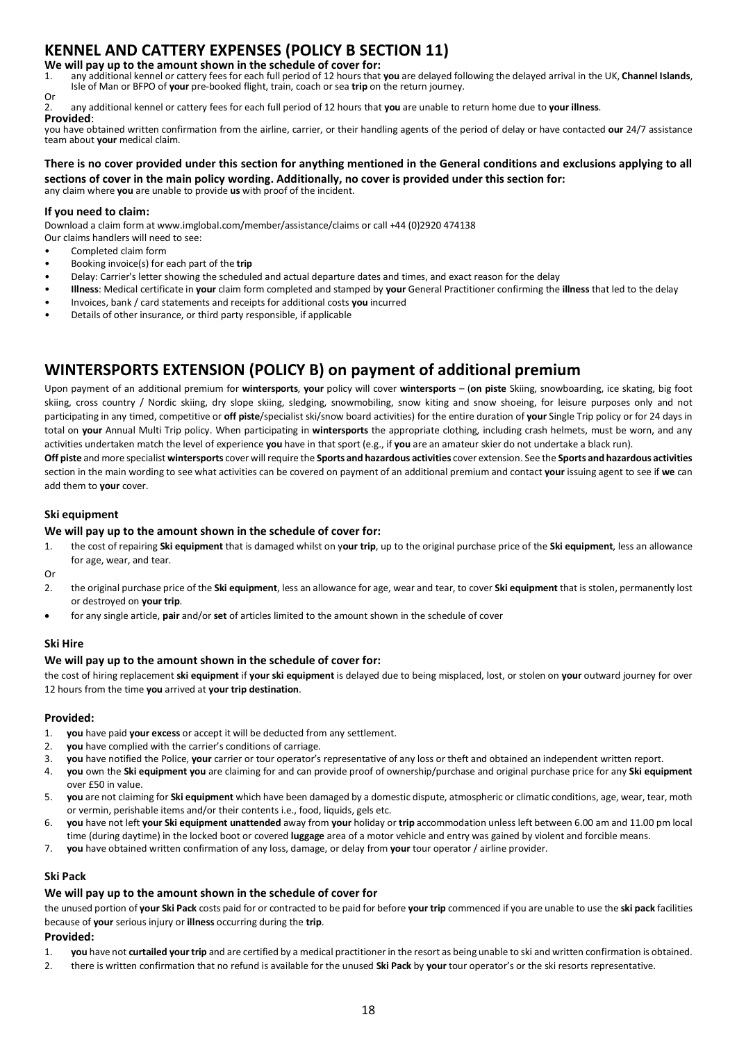## KENNEL AND CATTERY EXPENSES (POLICY B SECTION 11)

**We will pay up to the amount shown in the schedule of cover for:**

1. any additional kennel or cattery fees for each full period of 12 hours that **you** are delayed following the delayed arrival in the UK, **Channel Islands**, Isle of Man or BFPO of **your** pre-booked flight, train, coach or sea **trip** on the return journey.

Or

2. any additional kennel or cattery fees for each full period of 12 hours that **you** are unable to return home due to **your illness**.

**Provided**:

you have obtained written confirmation from the airline, carrier, or their handling agents of the period of delay or have contacted **our** 24/7 assistance team about **your** medical claim.

**There is no cover provided under this section for anything mentioned in the General conditions and exclusions applying to all sections of cover in the main policy wording. Additionally, no cover is provided under this section for:**

any claim where **you** are unable to provide **us** with proof of the incident.

**If you need to claim:**

Download a claim form at www.imglobal.com/member/assistance/claims or call +44 (0)2920 474138

Our claims handlers will need to see:

- Completed claim form
- Booking invoice(s) for each part of the **trip**
- Delay: Carrier's letter showing the scheduled and actual departure dates and times, and exact reason for the delay
- **Illness**: Medical certificate in **your** claim form completed and stamped by **your** General Practitioner confirming the **illness** that led to the delay
- Invoices, bank / card statements and receipts for additional costs **you** incurred
- Details of other insurance, or third party responsible, if applicable

## WINTERSPORTS EXTENSION (POLICY B) on payment of additional premium

Upon payment of an additional premium for **wintersports**, **your** policy will cover **wintersports** – (**on piste** Skiing, snowboarding, ice skating, big foot skiing, cross country / Nordic skiing, dry slope skiing, sledging, snowmobiling, snow kiting and snow shoeing, for leisure purposes only and not participating in any timed, competitive or **off piste**/specialist ski/snow board activities) for the entire duration of **your** Single Trip policy or for 24 days in total on **your** Annual Multi Trip policy. When participating in **wintersports** the appropriate clothing, including crash helmets, must be worn, and any activities undertaken match the level of experience **you** have in that sport (e.g., if **you** are an amateur skier do not undertake a black run).

**Off piste** and more specialist **wintersports** cover will require the **Sports and hazardous activities** cover extension. See the **Sports and hazardous activities** section in the main wording to see what activities can be covered on payment of an additional premium and contact **your** issuing agent to see if **we** can add them to **your** cover.

### Ski equipment

**We will pay up to the amount shown in the schedule of cover for:**

1. the cost of repairing **Ski equipment** that is damaged whilst on y**our trip**, up to the original purchase price of the **Ski equipment**, less an allowance for age, wear, and tear.

Or

2. the original purchase price of the **Ski equipment**, less an allowance for age, wear and tear, to cover **Ski equipment** that is stolen, permanently lost or destroyed on **your trip**.

- for any single article, **pair** and/or **set** of articles limited to the amount shown in the schedule of cover

### Ski Hire

**We will pay up to the amount shown in the schedule of cover for:**

the cost of hiring replacement **ski equipment** if **your ski equipment** is delayed due to being misplaced, lost, or stolen on **your** outward journey for over 12 hours from the time **you** arrived at **your trip destination**.

**Provided:**

1. **you** have paid **your excess** or accept it will be deducted from any settlement.
2. **you** have complied with the carrier's conditions of carriage.
3. **you** have notified the Police, **your** carrier or tour operator's representative of any loss or theft and obtained an independent written report.
4. **you** own the **Ski equipment you** are claiming for and can provide proof of ownership/purchase and original purchase price for any **Ski equipment** over £50 in value.
5. **you** are not claiming for **Ski equipment** which have been damaged by a domestic dispute, atmospheric or climatic conditions, age, wear, tear, moth or vermin, perishable items and/or their contents i.e., food, liquids, gels etc.
6. **you** have not left **your Ski equipment unattended** away from **your** holiday or **trip** accommodation unless left between 6.00 am and 11.00 pm local time (during daytime) in the locked boot or covered **luggage** area of a motor vehicle and entry was gained by violent and forcible means.
7. **you** have obtained written confirmation of any loss, damage, or delay from **your** tour operator / airline provider.

### Ski Pack

**We will pay up to the amount shown in the schedule of cover for**

the unused portion of **your Ski Pack** costs paid for or contracted to be paid for before **your trip** commenced if you are unable to use the **ski pack** facilities because of **your** serious injury or **illness** occurring during the **trip**.

**Provided:**

1. **you** have not **curtailed your trip** and are certified by a medical practitioner in the resort as being unable to ski and written confirmation is obtained.
2. there is written confirmation that no refund is available for the unused **Ski Pack** by **your** tour operator's or the ski resorts representative.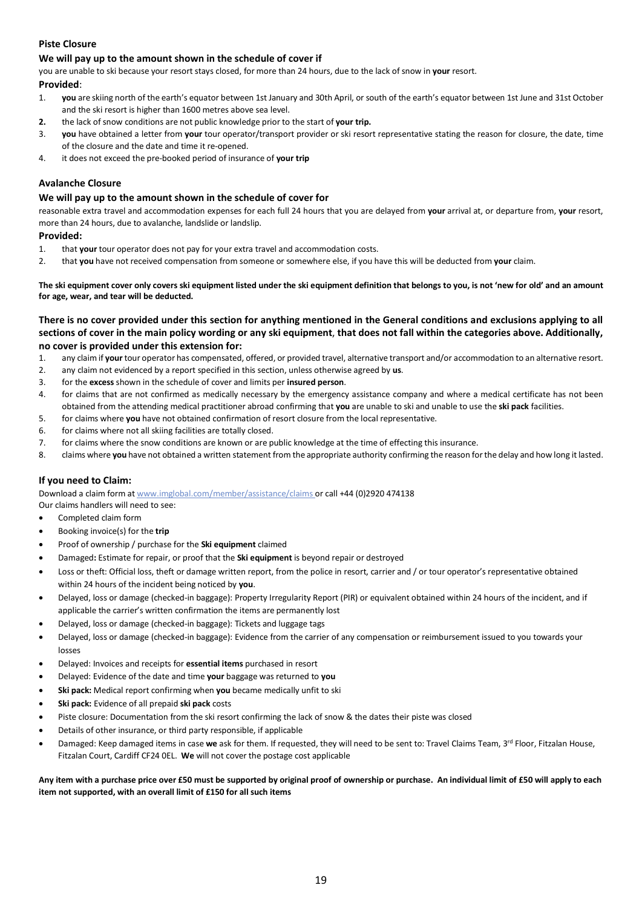### Piste Closure

**We will pay up to the amount shown in the schedule of cover if**

you are unable to ski because your resort stays closed, for more than 24 hours, due to the lack of snow in **your** resort.

**Provided**:

1. **you** are skiing north of the earth's equator between 1st January and 30th April, or south of the earth's equator between 1st June and 31st October and the ski resort is higher than 1600 metres above sea level.
2. the lack of snow conditions are not public knowledge prior to the start of **your trip.**
3. **you** have obtained a letter from **your** tour operator/transport provider or ski resort representative stating the reason for closure, the date, time of the closure and the date and time it re-opened.
4. it does not exceed the pre-booked period of insurance of **your trip**

### Avalanche Closure

**We will pay up to the amount shown in the schedule of cover for**

reasonable extra travel and accommodation expenses for each full 24 hours that you are delayed from **your** arrival at, or departure from, **your** resort, more than 24 hours, due to avalanche, landslide or landslip.

**Provided:**

1. that **your** tour operator does not pay for your extra travel and accommodation costs.
2. that **you** have not received compensation from someone or somewhere else, if you have this will be deducted from **your** claim.

**The ski equipment cover only covers ski equipment listed under the ski equipment definition that belongs to you, is not 'new for old' and an amount for age, wear, and tear will be deducted.**

### There is no cover provided under this section for anything mentioned in the General conditions and exclusions applying to all sections of cover in the main policy wording or any ski equipment, that does not fall within the categories above. Additionally, no cover is provided under this extension for:

1. any claim if **your** tour operator has compensated, offered, or provided travel, alternative transport and/or accommodation to an alternative resort.
2. any claim not evidenced by a report specified in this section, unless otherwise agreed by **us**.
3. for the **excess** shown in the schedule of cover and limits per **insured person**.
4. for claims that are not confirmed as medically necessary by the emergency assistance company and where a medical certificate has not been obtained from the attending medical practitioner abroad confirming that **you** are unable to ski and unable to use the **ski pack** facilities.
5. for claims where **you** have not obtained confirmation of resort closure from the local representative.
6. for claims where not all skiing facilities are totally closed.
7. for claims where the snow conditions are known or are public knowledge at the time of effecting this insurance.
8. claims where **you** have not obtained a written statement from the appropriate authority confirming the reason for the delay and how long it lasted.

### If you need to Claim:

Download a claim form at www.imglobal.com/member/assistance/claims or call +44 (0)2920 474138

Our claims handlers will need to see:

- Completed claim form
- Booking invoice(s) for the **trip**
- Proof of ownership / purchase for the **Ski equipment** claimed
- Damaged**:** Estimate for repair, or proof that the **Ski equipment** is beyond repair or destroyed
- Loss or theft: Official loss, theft or damage written report, from the police in resort, carrier and / or tour operator's representative obtained within 24 hours of the incident being noticed by **you**.
- Delayed, loss or damage (checked-in baggage): Property Irregularity Report (PIR) or equivalent obtained within 24 hours of the incident, and if applicable the carrier's written confirmation the items are permanently lost
- Delayed, loss or damage (checked-in baggage): Tickets and luggage tags
- Delayed, loss or damage (checked-in baggage): Evidence from the carrier of any compensation or reimbursement issued to you towards your losses
- Delayed: Invoices and receipts for **essential items** purchased in resort
- Delayed: Evidence of the date and time **your** baggage was returned to **you**
- **Ski pack:** Medical report confirming when **you** became medically unfit to ski
- **Ski pack:** Evidence of all prepaid **ski pack** costs
- Piste closure: Documentation from the ski resort confirming the lack of snow & the dates their piste was closed
- Details of other insurance, or third party responsible, if applicable
- Damaged: Keep damaged items in case **we** ask for them. If requested, they will need to be sent to: Travel Claims Team, 3rd Floor, Fitzalan House, Fitzalan Court, Cardiff CF24 0EL. **We** will not cover the postage cost applicable

**Any item with a purchase price over £50 must be supported by original proof of ownership or purchase. An individual limit of £50 will apply to each item not supported, with an overall limit of £150 for all such items**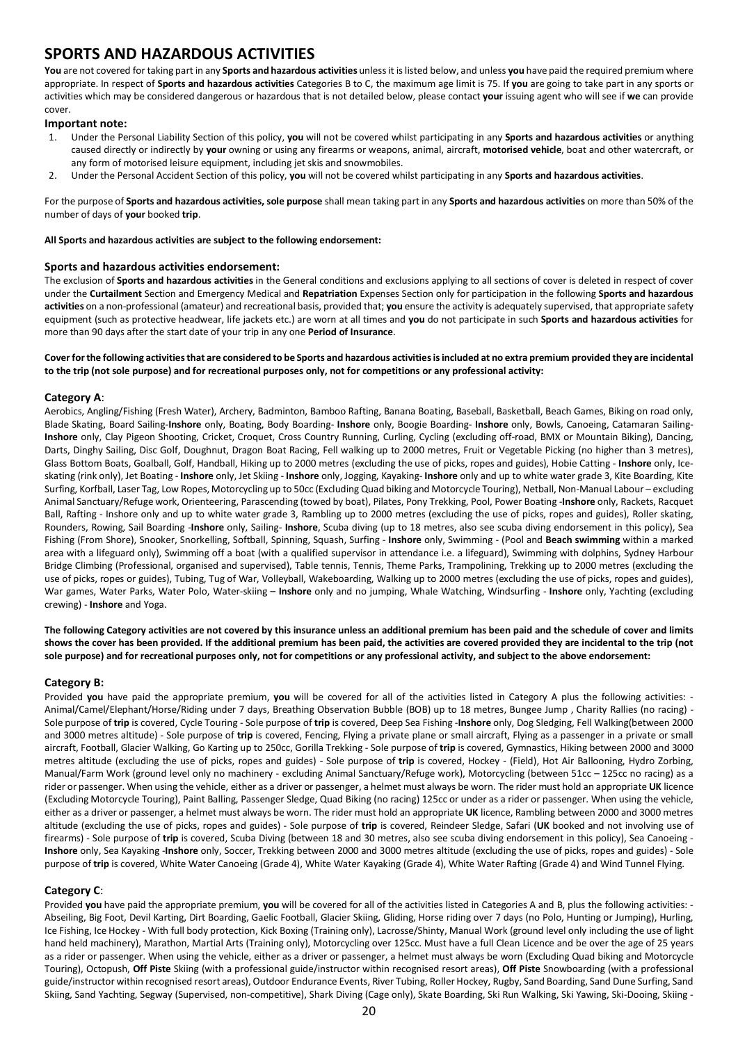## SPORTS AND HAZARDOUS ACTIVITIES

**You** are not covered for taking part in any **Sports and hazardous activities** unless it is listed below, and unless **you** have paid the required premium where appropriate. In respect of **Sports and hazardous activities** Categories B to C, the maximum age limit is 75. If **you** are going to take part in any sports or activities which may be considered dangerous or hazardous that is not detailed below, please contact **your** issuing agent who will see if **we** can provide cover.

### Important note:

1. Under the Personal Liability Section of this policy, **you** will not be covered whilst participating in any **Sports and hazardous activities** or anything caused directly or indirectly by **your** owning or using any firearms or weapons, animal, aircraft, **motorised vehicle**, boat and other watercraft, or any form of motorised leisure equipment, including jet skis and snowmobiles.
2. Under the Personal Accident Section of this policy, **you** will not be covered whilst participating in any **Sports and hazardous activities**.

For the purpose of **Sports and hazardous activities, sole purpose** shall mean taking part in any **Sports and hazardous activities** on more than 50% of the number of days of **your** booked **trip**.

**All Sports and hazardous activities are subject to the following endorsement:**

### Sports and hazardous activities endorsement:

The exclusion of **Sports and hazardous activities** in the General conditions and exclusions applying to all sections of cover is deleted in respect of cover under the **Curtailment** Section and Emergency Medical and **Repatriation** Expenses Section only for participation in the following **Sports and hazardous activities** on a non-professional (amateur) and recreational basis, provided that; **you** ensure the activity is adequately supervised, that appropriate safety equipment (such as protective headwear, life jackets etc.) are worn at all times and **you** do not participate in such **Sports and hazardous activities** for more than 90 days after the start date of your trip in any one **Period of Insurance**.

**Cover for the following activities that are considered to be Sports and hazardous activities is included at no extra premium provided they are incidental to the trip (not sole purpose) and for recreational purposes only, not for competitions or any professional activity:**

### Category A:

Aerobics, Angling/Fishing (Fresh Water), Archery, Badminton, Bamboo Rafting, Banana Boating, Baseball, Basketball, Beach Games, Biking on road only, Blade Skating, Board Sailing-**Inshore** only, Boating, Body Boarding- **Inshore** only, Boogie Boarding- **Inshore** only, Bowls, Canoeing, Catamaran Sailing- **Inshore** only, Clay Pigeon Shooting, Cricket, Croquet, Cross Country Running, Curling, Cycling (excluding off-road, BMX or Mountain Biking), Dancing, Darts, Dinghy Sailing, Disc Golf, Doughnut, Dragon Boat Racing, Fell walking up to 2000 metres, Fruit or Vegetable Picking (no higher than 3 metres), Glass Bottom Boats, Goalball, Golf, Handball, Hiking up to 2000 metres (excluding the use of picks, ropes and guides), Hobie Catting - **Inshore** only, Ice-skating (rink only), Jet Boating - **Inshore** only, Jet Skiing - **Inshore** only, Jogging, Kayaking- **Inshore** only and up to white water grade 3, Kite Boarding, Kite Surfing, Korfball, Laser Tag, Low Ropes, Motorcycling up to 50cc (Excluding Quad biking and Motorcycle Touring), Netball, Non-Manual Labour – excluding Animal Sanctuary/Refuge work, Orienteering, Parascending (towed by boat), Pilates, Pony Trekking, Pool, Power Boating -**Inshore** only, Rackets, Racquet Ball, Rafting - Inshore only and up to white water grade 3, Rambling up to 2000 metres (excluding the use of picks, ropes and guides), Roller skating, Rounders, Rowing, Sail Boarding -**Inshore** only, Sailing- **Inshore**, Scuba diving (up to 18 metres, also see scuba diving endorsement in this policy), Sea Fishing (From Shore), Snooker, Snorkelling, Softball, Spinning, Squash, Surfing - **Inshore** only, Swimming - (Pool and **Beach swimming** within a marked area with a lifeguard only), Swimming off a boat (with a qualified supervisor in attendance i.e. a lifeguard), Swimming with dolphins, Sydney Harbour Bridge Climbing (Professional, organised and supervised), Table tennis, Tennis, Theme Parks, Trampolining, Trekking up to 2000 metres (excluding the use of picks, ropes or guides), Tubing, Tug of War, Volleyball, Wakeboarding, Walking up to 2000 metres (excluding the use of picks, ropes and guides), War games, Water Parks, Water Polo, Water-skiing – **Inshore** only and no jumping, Whale Watching, Windsurfing - **Inshore** only, Yachting (excluding crewing) - **Inshore** and Yoga.

**The following Category activities are not covered by this insurance unless an additional premium has been paid and the schedule of cover and limits shows the cover has been provided. If the additional premium has been paid, the activities are covered provided they are incidental to the trip (not sole purpose) and for recreational purposes only, not for competitions or any professional activity, and subject to the above endorsement:**

### Category B:

Provided **you** have paid the appropriate premium, **you** will be covered for all of the activities listed in Category A plus the following activities: - Animal/Camel/Elephant/Horse/Riding under 7 days, Breathing Observation Bubble (BOB) up to 18 metres, Bungee Jump , Charity Rallies (no racing) - Sole purpose of **trip** is covered, Cycle Touring - Sole purpose of **trip** is covered, Deep Sea Fishing -**Inshore** only, Dog Sledging, Fell Walking(between 2000 and 3000 metres altitude) - Sole purpose of **trip** is covered, Fencing, Flying a private plane or small aircraft, Flying as a passenger in a private or small aircraft, Football, Glacier Walking, Go Karting up to 250cc, Gorilla Trekking - Sole purpose of **trip** is covered, Gymnastics, Hiking between 2000 and 3000 metres altitude (excluding the use of picks, ropes and guides) - Sole purpose of **trip** is covered, Hockey - (Field), Hot Air Ballooning, Hydro Zorbing, Manual/Farm Work (ground level only no machinery - excluding Animal Sanctuary/Refuge work), Motorcycling (between 51cc – 125cc no racing) as a rider or passenger. When using the vehicle, either as a driver or passenger, a helmet must always be worn. The rider must hold an appropriate **UK** licence (Excluding Motorcycle Touring), Paint Balling, Passenger Sledge, Quad Biking (no racing) 125cc or under as a rider or passenger. When using the vehicle, either as a driver or passenger, a helmet must always be worn. The rider must hold an appropriate **UK** licence, Rambling between 2000 and 3000 metres altitude (excluding the use of picks, ropes and guides) - Sole purpose of **trip** is covered, Reindeer Sledge, Safari (**UK** booked and not involving use of firearms) - Sole purpose of **trip** is covered, Scuba Diving (between 18 and 30 metres, also see scuba diving endorsement in this policy), Sea Canoeing - **Inshore** only, Sea Kayaking -**Inshore** only, Soccer, Trekking between 2000 and 3000 metres altitude (excluding the use of picks, ropes and guides) - Sole purpose of **trip** is covered, White Water Canoeing (Grade 4), White Water Kayaking (Grade 4), White Water Rafting (Grade 4) and Wind Tunnel Flying.

### Category C:

Provided **you** have paid the appropriate premium, **you** will be covered for all of the activities listed in Categories A and B, plus the following activities: - Abseiling, Big Foot, Devil Karting, Dirt Boarding, Gaelic Football, Glacier Skiing, Gliding, Horse riding over 7 days (no Polo, Hunting or Jumping), Hurling, Ice Fishing, Ice Hockey - With full body protection, Kick Boxing (Training only), Lacrosse/Shinty, Manual Work (ground level only including the use of light hand held machinery), Marathon, Martial Arts (Training only), Motorcycling over 125cc. Must have a full Clean Licence and be over the age of 25 years as a rider or passenger. When using the vehicle, either as a driver or passenger, a helmet must always be worn (Excluding Quad biking and Motorcycle Touring), Octopush, **Off Piste** Skiing (with a professional guide/instructor within recognised resort areas), **Off Piste** Snowboarding (with a professional guide/instructor within recognised resort areas), Outdoor Endurance Events, River Tubing, Roller Hockey, Rugby, Sand Boarding, Sand Dune Surfing, Sand Skiing, Sand Yachting, Segway (Supervised, non-competitive), Shark Diving (Cage only), Skate Boarding, Ski Run Walking, Ski Yawing, Ski-Dooing, Skiing -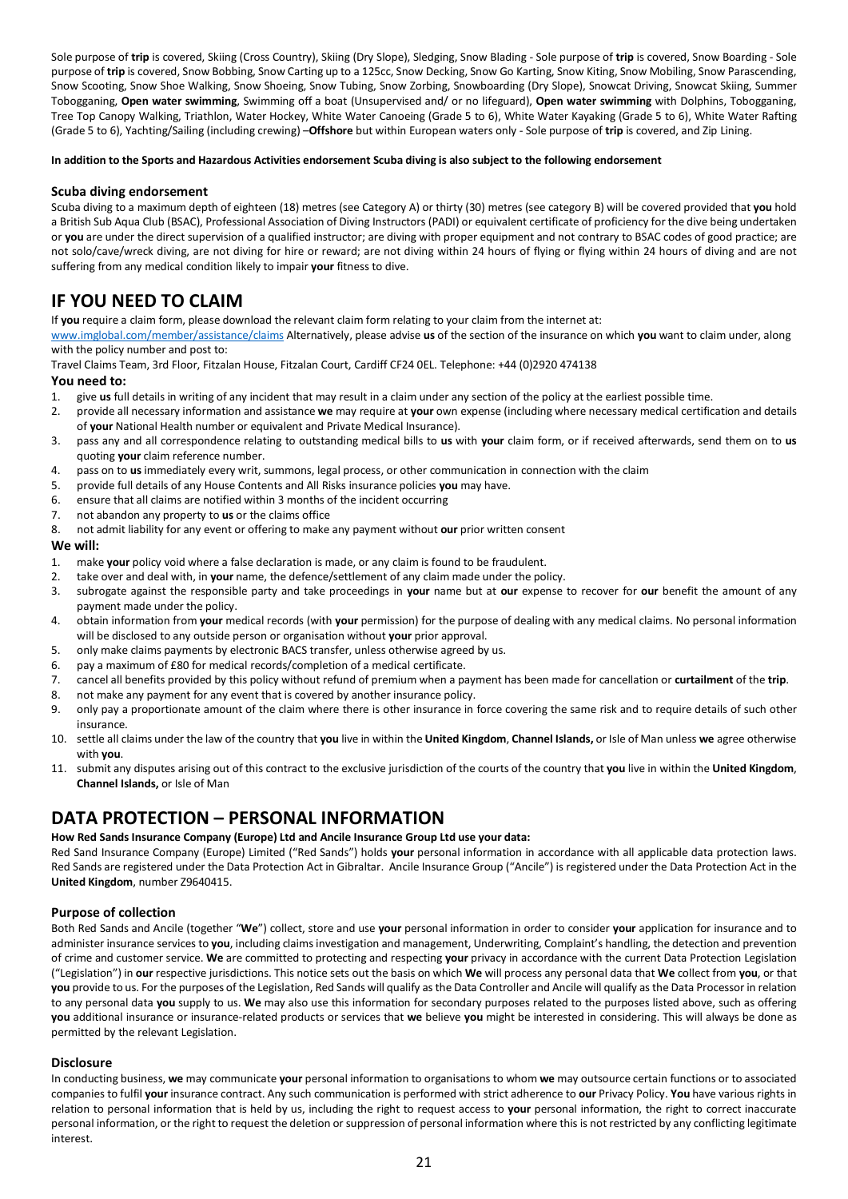Sole purpose of **trip** is covered, Skiing (Cross Country), Skiing (Dry Slope), Sledging, Snow Blading - Sole purpose of **trip** is covered, Snow Boarding - Sole purpose of **trip** is covered, Snow Bobbing, Snow Carting up to a 125cc, Snow Decking, Snow Go Karting, Snow Kiting, Snow Mobiling, Snow Parascending, Snow Scooting, Snow Shoe Walking, Snow Shoeing, Snow Tubing, Snow Zorbing, Snowboarding (Dry Slope), Snowcat Driving, Snowcat Skiing, Summer Tobogganing, **Open water swimming**, Swimming off a boat (Unsupervised and/ or no lifeguard), **Open water swimming** with Dolphins, Tobogganing, Tree Top Canopy Walking, Triathlon, Water Hockey, White Water Canoeing (Grade 5 to 6), White Water Kayaking (Grade 5 to 6), White Water Rafting (Grade 5 to 6), Yachting/Sailing (including crewing) –**Offshore** but within European waters only - Sole purpose of **trip** is covered, and Zip Lining.

**In addition to the Sports and Hazardous Activities endorsement Scuba diving is also subject to the following endorsement**

### Scuba diving endorsement

Scuba diving to a maximum depth of eighteen (18) metres (see Category A) or thirty (30) metres (see category B) will be covered provided that **you** hold a British Sub Aqua Club (BSAC), Professional Association of Diving Instructors (PADI) or equivalent certificate of proficiency for the dive being undertaken or **you** are under the direct supervision of a qualified instructor; are diving with proper equipment and not contrary to BSAC codes of good practice; are not solo/cave/wreck diving, are not diving for hire or reward; are not diving within 24 hours of flying or flying within 24 hours of diving and are not suffering from any medical condition likely to impair **your** fitness to dive.

## IF YOU NEED TO CLAIM

If **you** require a claim form, please download the relevant claim form relating to your claim from the internet at: www.imglobal.com/member/assistance/claims Alternatively, please advise **us** of the section of the insurance on which **you** want to claim under, along with the policy number and post to:

Travel Claims Team, 3rd Floor, Fitzalan House, Fitzalan Court, Cardiff CF24 0EL. Telephone: +44 (0)2920 474138

### You need to:

1. give **us** full details in writing of any incident that may result in a claim under any section of the policy at the earliest possible time.
2. provide all necessary information and assistance **we** may require at **your** own expense (including where necessary medical certification and details of **your** National Health number or equivalent and Private Medical Insurance).
3. pass any and all correspondence relating to outstanding medical bills to **us** with **your** claim form, or if received afterwards, send them on to **us** quoting **your** claim reference number.
4. pass on to **us** immediately every writ, summons, legal process, or other communication in connection with the claim
5. provide full details of any House Contents and All Risks insurance policies **you** may have.
6. ensure that all claims are notified within 3 months of the incident occurring
7. not abandon any property to **us** or the claims office
8. not admit liability for any event or offering to make any payment without **our** prior written consent

### We will:

1. make **your** policy void where a false declaration is made, or any claim is found to be fraudulent.
2. take over and deal with, in **your** name, the defence/settlement of any claim made under the policy.
3. subrogate against the responsible party and take proceedings in **your** name but at **our** expense to recover for **our** benefit the amount of any payment made under the policy.
4. obtain information from **your** medical records (with **your** permission) for the purpose of dealing with any medical claims. No personal information will be disclosed to any outside person or organisation without **your** prior approval.
5. only make claims payments by electronic BACS transfer, unless otherwise agreed by us.
6. pay a maximum of £80 for medical records/completion of a medical certificate.
7. cancel all benefits provided by this policy without refund of premium when a payment has been made for cancellation or **curtailment** of the **trip**.
8. not make any payment for any event that is covered by another insurance policy.
9. only pay a proportionate amount of the claim where there is other insurance in force covering the same risk and to require details of such other insurance.
10. settle all claims under the law of the country that **you** live in within the **United Kingdom**, **Channel Islands,** or Isle of Man unless **we** agree otherwise with **you**.
11. submit any disputes arising out of this contract to the exclusive jurisdiction of the courts of the country that **you** live in within the **United Kingdom**, **Channel Islands,** or Isle of Man

## DATA PROTECTION – PERSONAL INFORMATION

**How Red Sands Insurance Company (Europe) Ltd and Ancile Insurance Group Ltd use your data:**

Red Sand Insurance Company (Europe) Limited ("Red Sands") holds **your** personal information in accordance with all applicable data protection laws. Red Sands are registered under the Data Protection Act in Gibraltar. Ancile Insurance Group ("Ancile") is registered under the Data Protection Act in the **United Kingdom**, number Z9640415.

### Purpose of collection

Both Red Sands and Ancile (together "**We**") collect, store and use **your** personal information in order to consider **your** application for insurance and to administer insurance services to **you**, including claims investigation and management, Underwriting, Complaint's handling, the detection and prevention of crime and customer service. **We** are committed to protecting and respecting **your** privacy in accordance with the current Data Protection Legislation ("Legislation") in **our** respective jurisdictions. This notice sets out the basis on which **We** will process any personal data that **We** collect from **you**, or that **you** provide to us. For the purposes of the Legislation, Red Sands will qualify as the Data Controller and Ancile will qualify as the Data Processor in relation to any personal data **you** supply to us. **We** may also use this information for secondary purposes related to the purposes listed above, such as offering **you** additional insurance or insurance-related products or services that **we** believe **you** might be interested in considering. This will always be done as permitted by the relevant Legislation.

### Disclosure

In conducting business, **we** may communicate **your** personal information to organisations to whom **we** may outsource certain functions or to associated companies to fulfil **your** insurance contract. Any such communication is performed with strict adherence to **our** Privacy Policy. **You** have various rights in relation to personal information that is held by us, including the right to request access to **your** personal information, the right to correct inaccurate personal information, or the right to request the deletion or suppression of personal information where this is not restricted by any conflicting legitimate interest.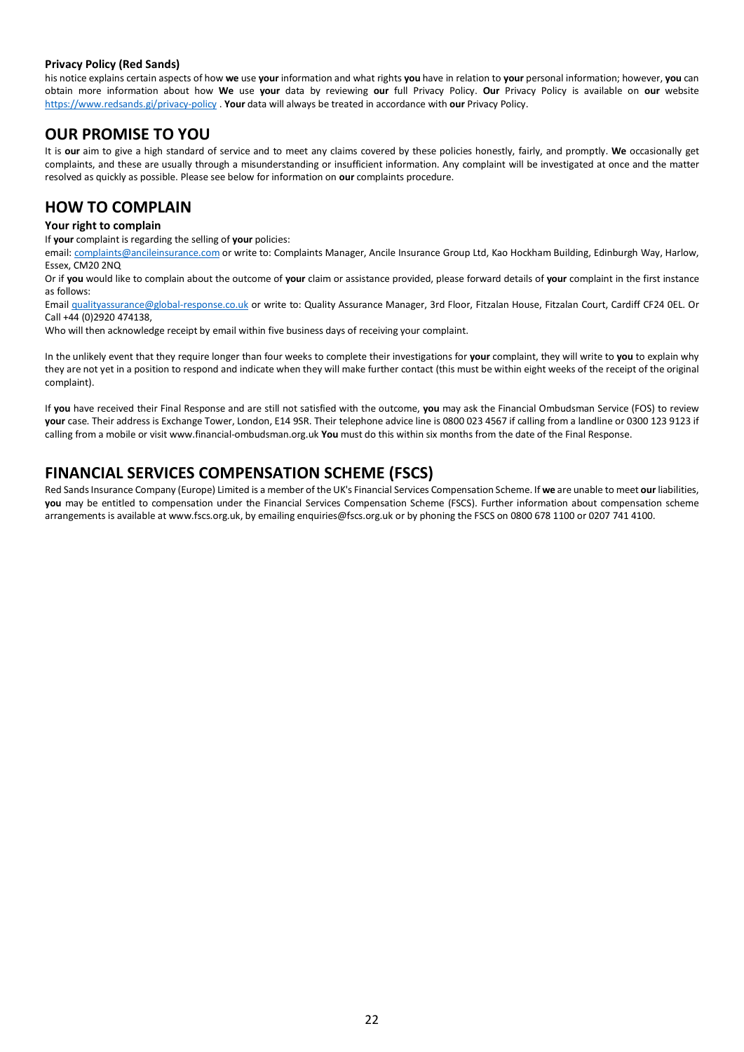### Privacy Policy (Red Sands)

his notice explains certain aspects of how **we** use **your** information and what rights **you** have in relation to **your** personal information; however, **you** can obtain more information about how **We** use **your** data by reviewing **our** full Privacy Policy. **Our** Privacy Policy is available on **our** website https://www.redsands.gi/privacy-policy . **Your** data will always be treated in accordance with **our** Privacy Policy.

## OUR PROMISE TO YOU

It is **our** aim to give a high standard of service and to meet any claims covered by these policies honestly, fairly, and promptly. **We** occasionally get complaints, and these are usually through a misunderstanding or insufficient information. Any complaint will be investigated at once and the matter resolved as quickly as possible. Please see below for information on **our** complaints procedure.

## HOW TO COMPLAIN

### Your right to complain

If **your** complaint is regarding the selling of **your** policies:

email: complaints@ancileinsurance.com or write to: Complaints Manager, Ancile Insurance Group Ltd, Kao Hockham Building, Edinburgh Way, Harlow, Essex, CM20 2NQ

Or if **you** would like to complain about the outcome of **your** claim or assistance provided, please forward details of **your** complaint in the first instance as follows:

Email qualityassurance@global-response.co.uk or write to: Quality Assurance Manager, 3rd Floor, Fitzalan House, Fitzalan Court, Cardiff CF24 0EL. Or Call +44 (0)2920 474138,

Who will then acknowledge receipt by email within five business days of receiving your complaint.

In the unlikely event that they require longer than four weeks to complete their investigations for **your** complaint, they will write to **you** to explain why they are not yet in a position to respond and indicate when they will make further contact (this must be within eight weeks of the receipt of the original complaint).

If **you** have received their Final Response and are still not satisfied with the outcome, **you** may ask the Financial Ombudsman Service (FOS) to review **your** case. Their address is Exchange Tower, London, E14 9SR. Their telephone advice line is 0800 023 4567 if calling from a landline or 0300 123 9123 if calling from a mobile or visit www.financial-ombudsman.org.uk **You** must do this within six months from the date of the Final Response.

## FINANCIAL SERVICES COMPENSATION SCHEME (FSCS)

Red Sands Insurance Company (Europe) Limited is a member of the UK's Financial Services Compensation Scheme. If **we** are unable to meet **our** liabilities, **you** may be entitled to compensation under the Financial Services Compensation Scheme (FSCS). Further information about compensation scheme arrangements is available at www.fscs.org.uk, by emailing enquiries@fscs.org.uk or by phoning the FSCS on 0800 678 1100 or 0207 741 4100.